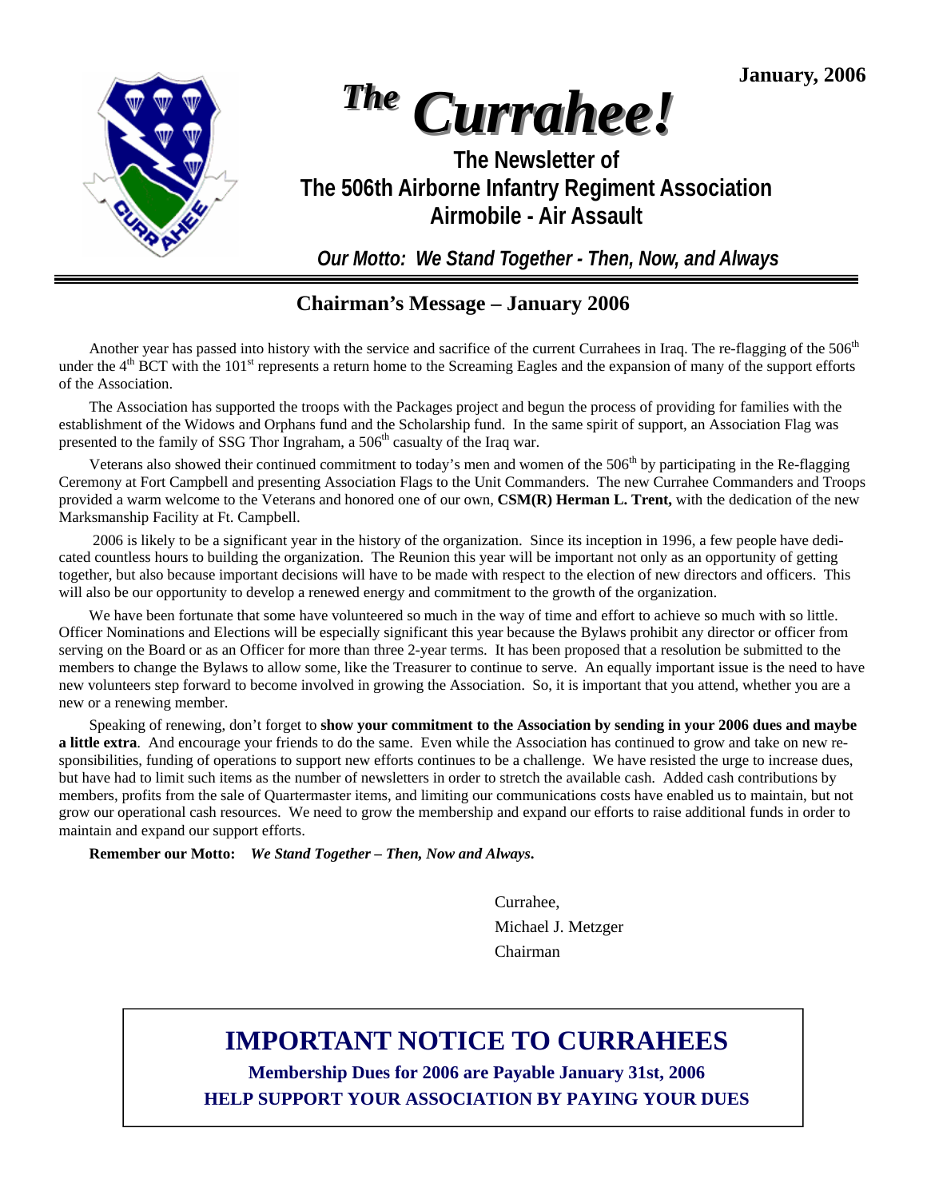January, 2006

# *The Currahee!*

## The Newsletter of The 506th Airborne Infantry Regiment Association Airmobile - Air Assault

***Our Motto: We Stand Together - Then, Now, and Always***

---

## Chairman's Message – January 2006

Another year has passed into history with the service and sacrifice of the current Currahees in Iraq. The re-flagging of the 506th under the 4th BCT with the 101st represents a return home to the Screaming Eagles and the expansion of many of the support efforts of the Association.

The Association has supported the troops with the Packages project and begun the process of providing for families with the establishment of the Widows and Orphans fund and the Scholarship fund. In the same spirit of support, an Association Flag was presented to the family of SSG Thor Ingraham, a 506th casualty of the Iraq war.

Veterans also showed their continued commitment to today's men and women of the 506th by participating in the Re-flagging Ceremony at Fort Campbell and presenting Association Flags to the Unit Commanders. The new Currahee Commanders and Troops provided a warm welcome to the Veterans and honored one of our own, **CSM(R) Herman L. Trent,** with the dedication of the new Marksmanship Facility at Ft. Campbell.

2006 is likely to be a significant year in the history of the organization. Since its inception in 1996, a few people have dedicated countless hours to building the organization. The Reunion this year will be important not only as an opportunity of getting together, but also because important decisions will have to be made with respect to the election of new directors and officers. This will also be our opportunity to develop a renewed energy and commitment to the growth of the organization.

We have been fortunate that some have volunteered so much in the way of time and effort to achieve so much with so little. Officer Nominations and Elections will be especially significant this year because the Bylaws prohibit any director or officer from serving on the Board or as an Officer for more than three 2-year terms. It has been proposed that a resolution be submitted to the members to change the Bylaws to allow some, like the Treasurer to continue to serve. An equally important issue is the need to have new volunteers step forward to become involved in growing the Association. So, it is important that you attend, whether you are a new or a renewing member.

Speaking of renewing, don't forget to **show your commitment to the Association by sending in your 2006 dues and maybe a little extra**. And encourage your friends to do the same. Even while the Association has continued to grow and take on new responsibilities, funding of operations to support new efforts continues to be a challenge. We have resisted the urge to increase dues, but have had to limit such items as the number of newsletters in order to stretch the available cash. Added cash contributions by members, profits from the sale of Quartermaster items, and limiting our communications costs have enabled us to maintain, but not grow our operational cash resources. We need to grow the membership and expand our efforts to raise additional funds in order to maintain and expand our support efforts.

**Remember our Motto:** ***We Stand Together – Then, Now and Always.***

Currahee,
Michael J. Metzger
Chairman

---

## IMPORTANT NOTICE TO CURRAHEES

**Membership Dues for 2006 are Payable January 31st, 2006**

**HELP SUPPORT YOUR ASSOCIATION BY PAYING YOUR DUES**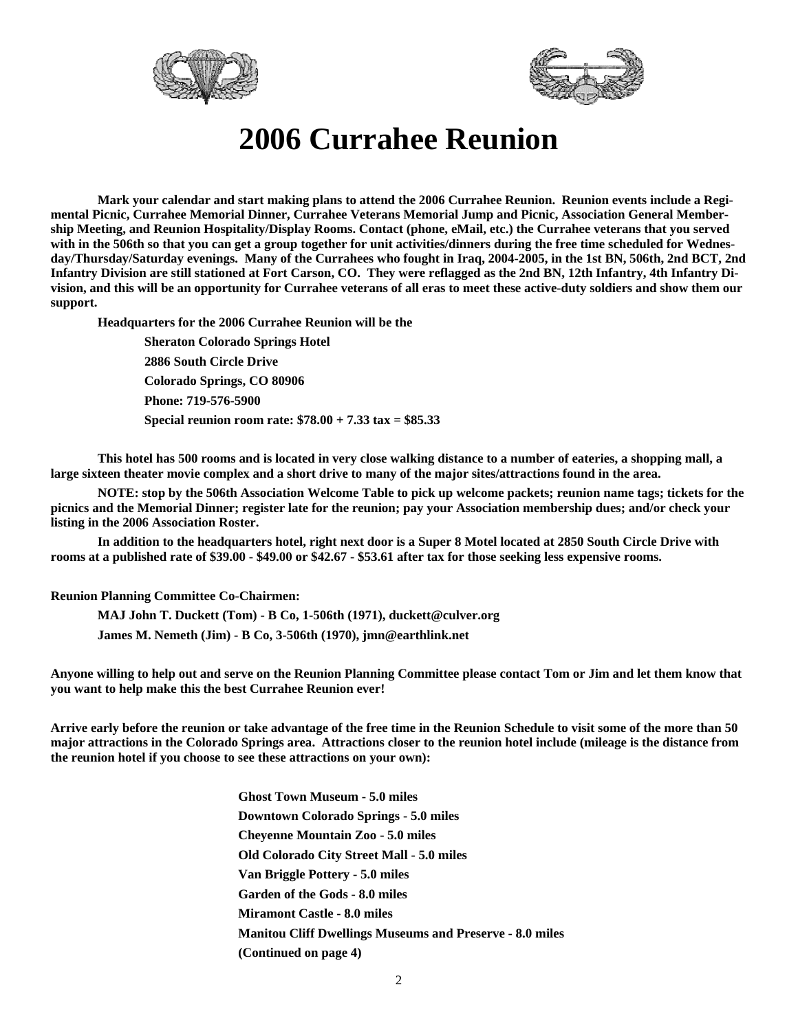# 2006 Currahee Reunion

**Mark your calendar and start making plans to attend the 2006 Currahee Reunion. Reunion events include a Regimental Picnic, Currahee Memorial Dinner, Currahee Veterans Memorial Jump and Picnic, Association General Membership Meeting, and Reunion Hospitality/Display Rooms. Contact (phone, eMail, etc.) the Currahee veterans that you served with in the 506th so that you can get a group together for unit activities/dinners during the free time scheduled for Wednesday/Thursday/Saturday evenings. Many of the Currahees who fought in Iraq, 2004-2005, in the 1st BN, 506th, 2nd BCT, 2nd Infantry Division are still stationed at Fort Carson, CO. They were reflagged as the 2nd BN, 12th Infantry, 4th Infantry Division, and this will be an opportunity for Currahee veterans of all eras to meet these active-duty soldiers and show them our support.**

**Headquarters for the 2006 Currahee Reunion will be the**

**Sheraton Colorado Springs Hotel**
**2886 South Circle Drive**
**Colorado Springs, CO 80906**
**Phone: 719-576-5900**
**Special reunion room rate: $78.00 + 7.33 tax = $85.33**

**This hotel has 500 rooms and is located in very close walking distance to a number of eateries, a shopping mall, a large sixteen theater movie complex and a short drive to many of the major sites/attractions found in the area.**

**NOTE: stop by the 506th Association Welcome Table to pick up welcome packets; reunion name tags; tickets for the picnics and the Memorial Dinner; register late for the reunion; pay your Association membership dues; and/or check your listing in the 2006 Association Roster.**

**In addition to the headquarters hotel, right next door is a Super 8 Motel located at 2850 South Circle Drive with rooms at a published rate of $39.00 - $49.00 or $42.67 - $53.61 after tax for those seeking less expensive rooms.**

**Reunion Planning Committee Co-Chairmen:**

**MAJ John T. Duckett (Tom) - B Co, 1-506th (1971), duckett@culver.org**
**James M. Nemeth (Jim) - B Co, 3-506th (1970), jmn@earthlink.net**

**Anyone willing to help out and serve on the Reunion Planning Committee please contact Tom or Jim and let them know that you want to help make this the best Currahee Reunion ever!**

**Arrive early before the reunion or take advantage of the free time in the Reunion Schedule to visit some of the more than 50 major attractions in the Colorado Springs area. Attractions closer to the reunion hotel include (mileage is the distance from the reunion hotel if you choose to see these attractions on your own):**

**Ghost Town Museum - 5.0 miles**
**Downtown Colorado Springs - 5.0 miles**
**Cheyenne Mountain Zoo - 5.0 miles**
**Old Colorado City Street Mall - 5.0 miles**
**Van Briggle Pottery - 5.0 miles**
**Garden of the Gods - 8.0 miles**
**Miramont Castle - 8.0 miles**
**Manitou Cliff Dwellings Museums and Preserve - 8.0 miles**
**(Continued on page 4)**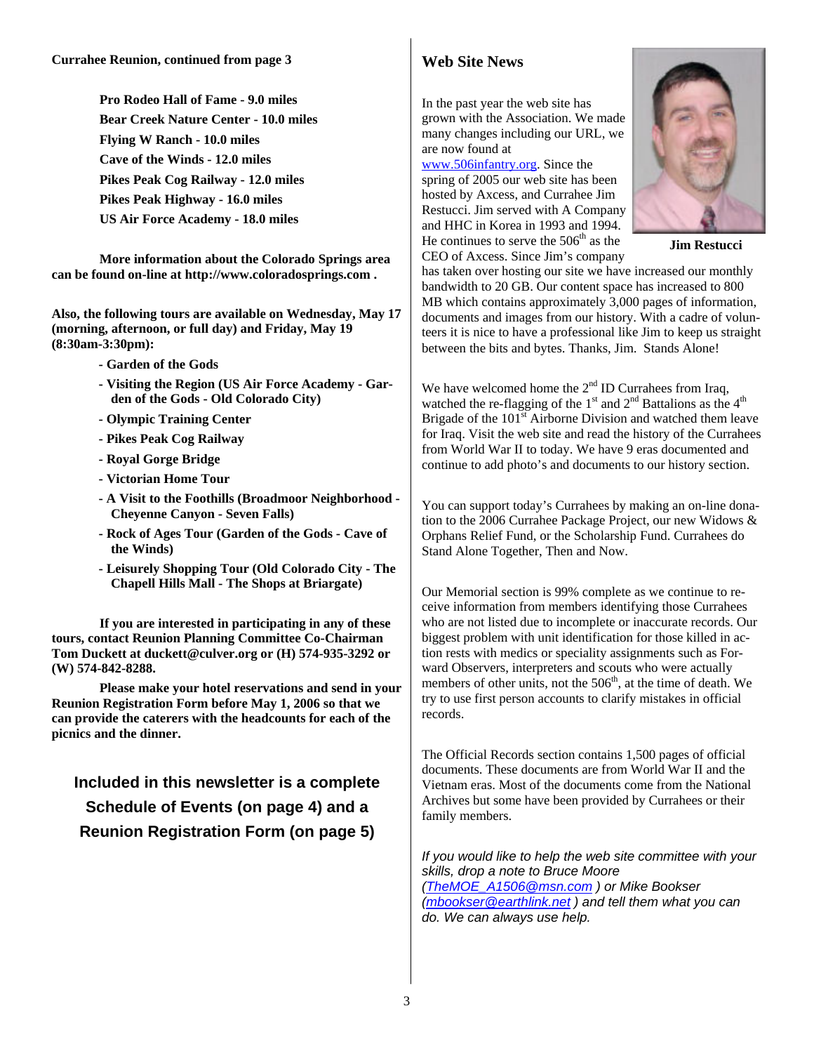**Currahee Reunion, continued from page 3**

**Pro Rodeo Hall of Fame - 9.0 miles**
**Bear Creek Nature Center - 10.0 miles**
**Flying W Ranch - 10.0 miles**
**Cave of the Winds - 12.0 miles**
**Pikes Peak Cog Railway - 12.0 miles**
**Pikes Peak Highway - 16.0 miles**
**US Air Force Academy - 18.0 miles**

**More information about the Colorado Springs area can be found on-line at http://www.coloradosprings.com .**

**Also, the following tours are available on Wednesday, May 17 (morning, afternoon, or full day) and Friday, May 19 (8:30am-3:30pm):**

- **Garden of the Gods**
- **Visiting the Region (US Air Force Academy - Garden of the Gods - Old Colorado City)**
- **Olympic Training Center**
- **Pikes Peak Cog Railway**
- **Royal Gorge Bridge**
- **Victorian Home Tour**
- **A Visit to the Foothills (Broadmoor Neighborhood - Cheyenne Canyon - Seven Falls)**
- **Rock of Ages Tour (Garden of the Gods - Cave of the Winds)**
- **Leisurely Shopping Tour (Old Colorado City - The Chapell Hills Mall - The Shops at Briargate)**

**If you are interested in participating in any of these tours, contact Reunion Planning Committee Co-Chairman Tom Duckett at duckett@culver.org or (H) 574-935-3292 or (W) 574-842-8288.**

**Please make your hotel reservations and send in your Reunion Registration Form before May 1, 2006 so that we can provide the caterers with the headcounts for each of the picnics and the dinner.**

**Included in this newsletter is a complete Schedule of Events (on page 4) and a Reunion Registration Form (on page 5)**

## Web Site News

In the past year the web site has grown with the Association. We made many changes including our URL, we are now found at www.506infantry.org. Since the spring of 2005 our web site has been hosted by Axcess, and Currahee Jim Restucci. Jim served with A Company and HHC in Korea in 1993 and 1994. He continues to serve the 506th as the CEO of Axcess. Since Jim's company has taken over hosting our site we have increased our monthly bandwidth to 20 GB. Our content space has increased to 800 MB which contains approximately 3,000 pages of information, documents and images from our history. With a cadre of volunteers it is nice to have a professional like Jim to keep us straight between the bits and bytes. Thanks, Jim. Stands Alone!

**Jim Restucci**

We have welcomed home the 2nd ID Currahees from Iraq, watched the re-flagging of the 1st and 2nd Battalions as the 4th Brigade of the 101st Airborne Division and watched them leave for Iraq. Visit the web site and read the history of the Currahees from World War II to today. We have 9 eras documented and continue to add photo's and documents to our history section.

You can support today's Currahees by making an on-line donation to the 2006 Currahee Package Project, our new Widows & Orphans Relief Fund, or the Scholarship Fund. Currahees do Stand Alone Together, Then and Now.

Our Memorial section is 99% complete as we continue to receive information from members identifying those Currahees who are not listed due to incomplete or inaccurate records. Our biggest problem with unit identification for those killed in action rests with medics or speciality assignments such as Forward Observers, interpreters and scouts who were actually members of other units, not the 506th, at the time of death. We try to use first person accounts to clarify mistakes in official records.

The Official Records section contains 1,500 pages of official documents. These documents are from World War II and the Vietnam eras. Most of the documents come from the National Archives but some have been provided by Currahees or their family members.

*If you would like to help the web site committee with your skills, drop a note to Bruce Moore (TheMOE_A1506@msn.com ) or Mike Bookser (mbookser@earthlink.net ) and tell them what you can do. We can always use help.*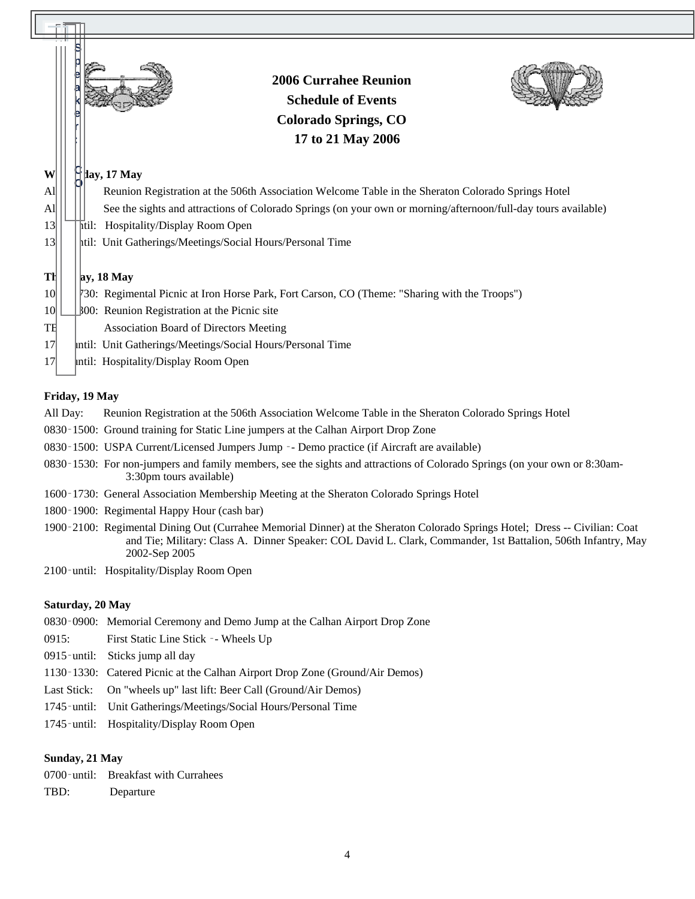**2006 Currahee Reunion**
**Schedule of Events**
**Colorado Springs, CO**
**17 to 21 May 2006**

**Wednesday, 17 May**

All Day: Reunion Registration at the 506th Association Welcome Table in the Sheraton Colorado Springs Hotel

All Day: See the sights and attractions of Colorado Springs (on your own or morning/afternoon/full-day tours available)

1300-until: Hospitality/Display Room Open

1300-until: Unit Gatherings/Meetings/Social Hours/Personal Time

**Thursday, 18 May**

1000-1730: Regimental Picnic at Iron Horse Park, Fort Carson, CO (Theme: "Sharing with the Troops")

1000-1300: Reunion Registration at the Picnic site

TBD: Association Board of Directors Meeting

1730-until: Unit Gatherings/Meetings/Social Hours/Personal Time

1730-until: Hospitality/Display Room Open

**Friday, 19 May**

All Day: Reunion Registration at the 506th Association Welcome Table in the Sheraton Colorado Springs Hotel

0830-1500: Ground training for Static Line jumpers at the Calhan Airport Drop Zone

0830-1500: USPA Current/Licensed Jumpers Jump -- Demo practice (if Aircraft are available)

0830-1530: For non-jumpers and family members, see the sights and attractions of Colorado Springs (on your own or 8:30am-3:30pm tours available)

1600-1730: General Association Membership Meeting at the Sheraton Colorado Springs Hotel

1800-1900: Regimental Happy Hour (cash bar)

1900-2100: Regimental Dining Out (Currahee Memorial Dinner) at the Sheraton Colorado Springs Hotel; Dress -- Civilian: Coat and Tie; Military: Class A. Dinner Speaker: COL David L. Clark, Commander, 1st Battalion, 506th Infantry, May 2002-Sep 2005

2100-until: Hospitality/Display Room Open

**Saturday, 20 May**

0830-0900: Memorial Ceremony and Demo Jump at the Calhan Airport Drop Zone

0915: First Static Line Stick -- Wheels Up

0915-until: Sticks jump all day

1130-1330: Catered Picnic at the Calhan Airport Drop Zone (Ground/Air Demos)

Last Stick: On "wheels up" last lift: Beer Call (Ground/Air Demos)

1745-until: Unit Gatherings/Meetings/Social Hours/Personal Time

1745-until: Hospitality/Display Room Open

**Sunday, 21 May**

0700-until: Breakfast with Currahees

TBD: Departure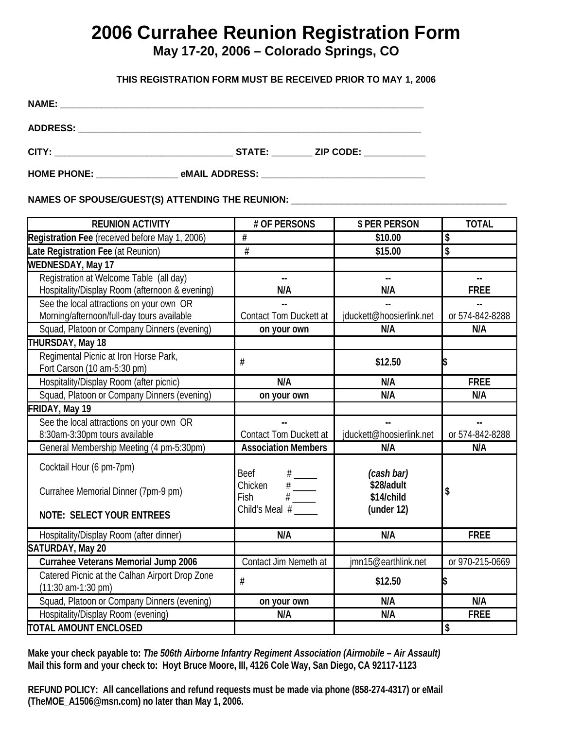# 2006 Currahee Reunion Registration Form

## May 17-20, 2006 – Colorado Springs, CO

**THIS REGISTRATION FORM MUST BE RECEIVED PRIOR TO MAY 1, 2006**

**NAME:** ___________________________________________________________________________

**ADDRESS:** ________________________________________________________________________

**CITY:** ____________________________________ **STATE:** ________ **ZIP CODE:** ____________

**HOME PHONE:** ________________ **eMAIL ADDRESS:** _________________________________

**NAMES OF SPOUSE/GUEST(S) ATTENDING THE REUNION:** ___________________________________________

| REUNION ACTIVITY | # OF PERSONS | $ PER PERSON | TOTAL |
|---|---|---|---|
| **Registration Fee** (received before May 1, 2006) | # | **$10.00** | $ |
| **Late Registration Fee** (at Reunion) | # | **$15.00** | $ |
| **WEDNESDAY, May 17** | | | |
| Registration at Welcome Table (all day)<br>Hospitality/Display Room (afternoon & evening) | --<br>**N/A** | --<br>**N/A** | --<br>**FREE** |
| See the local attractions on your own OR<br>Morning/afternoon/full-day tours available | --<br>Contact Tom Duckett at | --<br>jduckett@hoosierlink.net | --<br>or 574-842-8288 |
| Squad, Platoon or Company Dinners (evening) | **on your own** | **N/A** | **N/A** |
| **THURSDAY, May 18** | | | |
| Regimental Picnic at Iron Horse Park,<br>Fort Carson (10 am-5:30 pm) | # | **$12.50** | $ |
| Hospitality/Display Room (after picnic) | **N/A** | **N/A** | **FREE** |
| Squad, Platoon or Company Dinners (evening) | **on your own** | **N/A** | **N/A** |
| **FRIDAY, May 19** | | | |
| See the local attractions on your own OR<br>8:30am-3:30pm tours available | --<br>Contact Tom Duckett at | --<br>jduckett@hoosierlink.net | --<br>or 574-842-8288 |
| General Membership Meeting (4 pm-5:30pm) | **Association Members** | **N/A** | **N/A** |
| Cocktail Hour (6 pm-7pm)<br><br>Currahee Memorial Dinner (7pm-9 pm)<br><br>**NOTE: SELECT YOUR ENTREES** | Beef # _____<br>Chicken # _____<br>Fish # _____<br>Child's Meal # _____ | ***(cash bar)***<br>**$28/adult**<br>**$14/child**<br>**(under 12)** | $ |
| Hospitality/Display Room (after dinner) | **N/A** | **N/A** | **FREE** |
| **SATURDAY, May 20** | | | |
| **Currahee Veterans Memorial Jump 2006** | Contact Jim Nemeth at | jmn15@earthlink.net | or 970-215-0669 |
| Catered Picnic at the Calhan Airport Drop Zone<br>(11:30 am-1:30 pm) | # | **$12.50** | $ |
| Squad, Platoon or Company Dinners (evening) | **on your own** | **N/A** | **N/A** |
| Hospitality/Display Room (evening) | **N/A** | **N/A** | **FREE** |
| **TOTAL AMOUNT ENCLOSED** | | | $ |

**Make your check payable to:** ***The 506th Airborne Infantry Regiment Association (Airmobile – Air Assault)***
**Mail this form and your check to: Hoyt Bruce Moore, III, 4126 Cole Way, San Diego, CA 92117-1123**

**REFUND POLICY: All cancellations and refund requests must be made via phone (858-274-4317) or eMail (TheMOE_A1506@msn.com) no later than May 1, 2006.**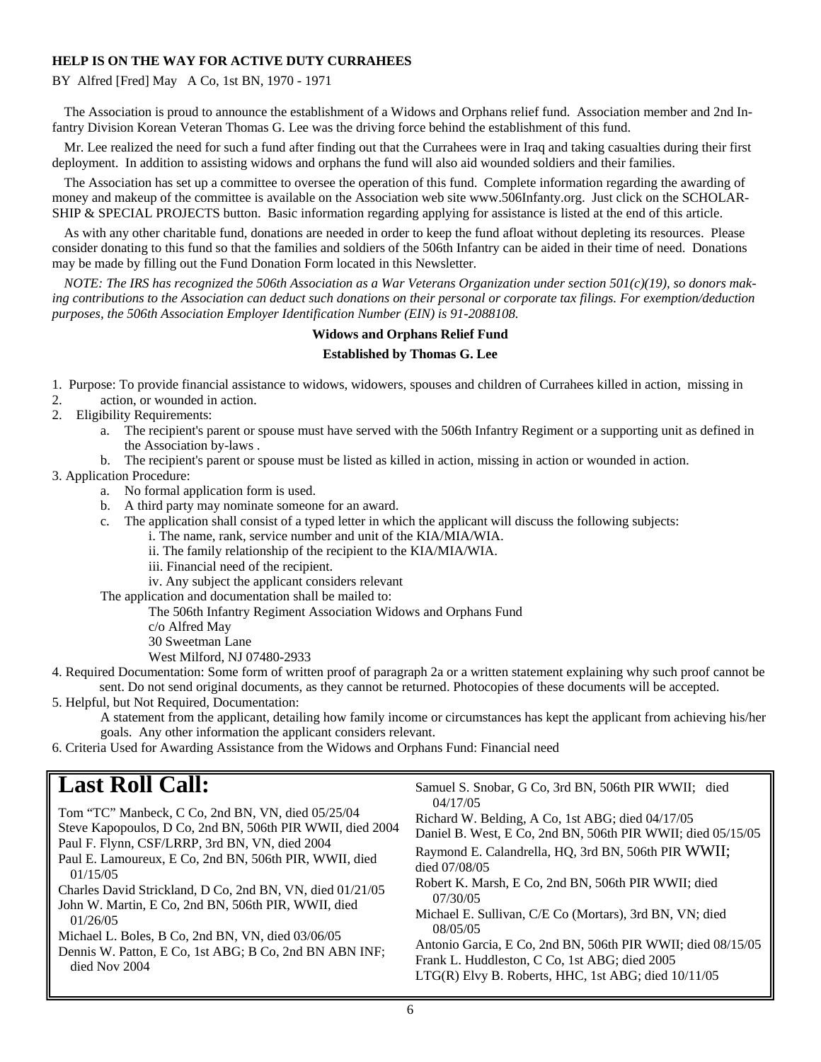**HELP IS ON THE WAY FOR ACTIVE DUTY CURRAHEES**

BY Alfred [Fred] May A Co, 1st BN, 1970 - 1971

The Association is proud to announce the establishment of a Widows and Orphans relief fund. Association member and 2nd Infantry Division Korean Veteran Thomas G. Lee was the driving force behind the establishment of this fund.

Mr. Lee realized the need for such a fund after finding out that the Currahees were in Iraq and taking casualties during their first deployment. In addition to assisting widows and orphans the fund will also aid wounded soldiers and their families.

The Association has set up a committee to oversee the operation of this fund. Complete information regarding the awarding of money and makeup of the committee is available on the Association web site www.506Infanty.org. Just click on the SCHOLARSHIP & SPECIAL PROJECTS button. Basic information regarding applying for assistance is listed at the end of this article.

As with any other charitable fund, donations are needed in order to keep the fund afloat without depleting its resources. Please consider donating to this fund so that the families and soldiers of the 506th Infantry can be aided in their time of need. Donations may be made by filling out the Fund Donation Form located in this Newsletter.

*NOTE: The IRS has recognized the 506th Association as a War Veterans Organization under section 501(c)(19), so donors making contributions to the Association can deduct such donations on their personal or corporate tax filings. For exemption/deduction purposes, the 506th Association Employer Identification Number (EIN) is 91-2088108.*

**Widows and Orphans Relief Fund**

**Established by Thomas G. Lee**

1. Purpose: To provide financial assistance to widows, widowers, spouses and children of Currahees killed in action, missing in
2. action, or wounded in action.
2. Eligibility Requirements:
   a. The recipient's parent or spouse must have served with the 506th Infantry Regiment or a supporting unit as defined in the Association by-laws .
   b. The recipient's parent or spouse must be listed as killed in action, missing in action or wounded in action.
3. Application Procedure:
   a. No formal application form is used.
   b. A third party may nominate someone for an award.
   c. The application shall consist of a typed letter in which the applicant will discuss the following subjects:
      i. The name, rank, service number and unit of the KIA/MIA/WIA.
      ii. The family relationship of the recipient to the KIA/MIA/WIA.
      iii. Financial need of the recipient.
      iv. Any subject the applicant considers relevant

   The application and documentation shall be mailed to:

   The 506th Infantry Regiment Association Widows and Orphans Fund
   c/o Alfred May
   30 Sweetman Lane
   West Milford, NJ 07480-2933
4. Required Documentation: Some form of written proof of paragraph 2a or a written statement explaining why such proof cannot be sent. Do not send original documents, as they cannot be returned. Photocopies of these documents will be accepted.
5. Helpful, but Not Required, Documentation:
   A statement from the applicant, detailing how family income or circumstances has kept the applicant from achieving his/her goals. Any other information the applicant considers relevant.
6. Criteria Used for Awarding Assistance from the Widows and Orphans Fund: Financial need

# Last Roll Call:

Tom "TC" Manbeck, C Co, 2nd BN, VN, died 05/25/04
Steve Kapopoulos, D Co, 2nd BN, 506th PIR WWII, died 2004
Paul F. Flynn, CSF/LRRP, 3rd BN, VN, died 2004
Paul E. Lamoureux, E Co, 2nd BN, 506th PIR, WWII, died 01/15/05
Charles David Strickland, D Co, 2nd BN, VN, died 01/21/05
John W. Martin, E Co, 2nd BN, 506th PIR, WWII, died 01/26/05
Michael L. Boles, B Co, 2nd BN, VN, died 03/06/05
Dennis W. Patton, E Co, 1st ABG; B Co, 2nd BN ABN INF; died Nov 2004
Samuel S. Snobar, G Co, 3rd BN, 506th PIR WWII; died 04/17/05
Richard W. Belding, A Co, 1st ABG; died 04/17/05
Daniel B. West, E Co, 2nd BN, 506th PIR WWII; died 05/15/05
Raymond E. Calandrella, HQ, 3rd BN, 506th PIR WWII; died 07/08/05
Robert K. Marsh, E Co, 2nd BN, 506th PIR WWII; died 07/30/05
Michael E. Sullivan, C/E Co (Mortars), 3rd BN, VN; died 08/05/05
Antonio Garcia, E Co, 2nd BN, 506th PIR WWII; died 08/15/05
Frank L. Huddleston, C Co, 1st ABG; died 2005
LTG(R) Elvy B. Roberts, HHC, 1st ABG; died 10/11/05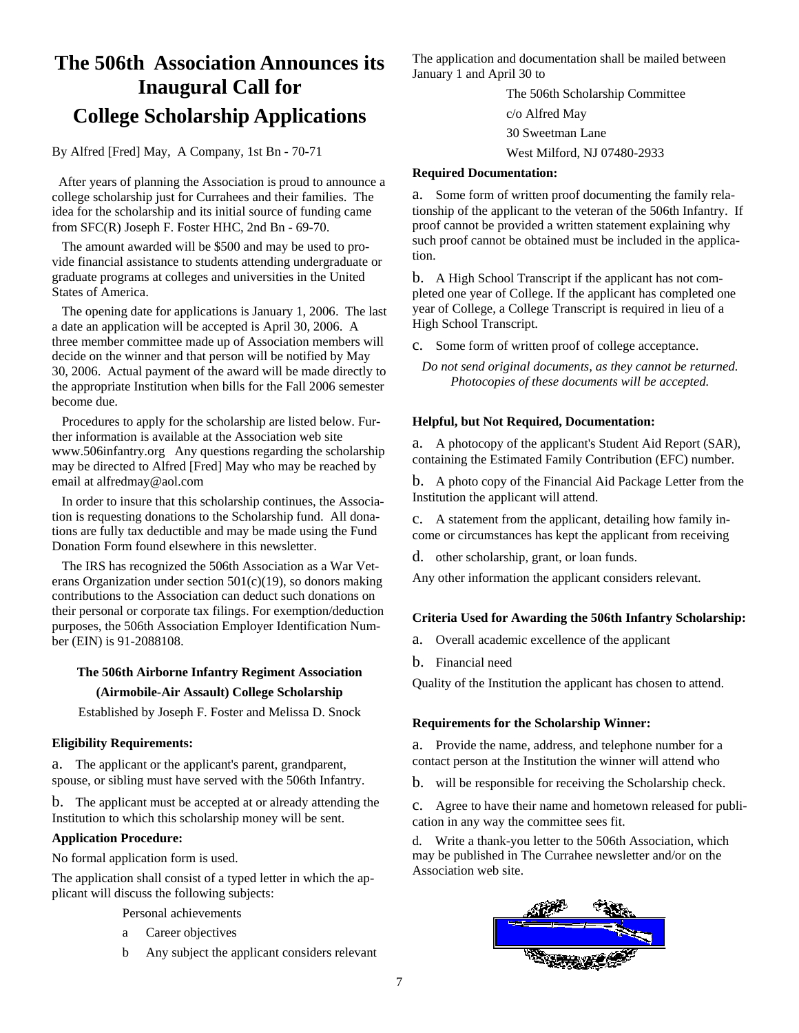# The 506th Association Announces its Inaugural Call for College Scholarship Applications

By Alfred [Fred] May, A Company, 1st Bn - 70-71

After years of planning the Association is proud to announce a college scholarship just for Currahees and their families. The idea for the scholarship and its initial source of funding came from SFC(R) Joseph F. Foster HHC, 2nd Bn - 69-70.

The amount awarded will be $500 and may be used to provide financial assistance to students attending undergraduate or graduate programs at colleges and universities in the United States of America.

The opening date for applications is January 1, 2006. The last a date an application will be accepted is April 30, 2006. A three member committee made up of Association members will decide on the winner and that person will be notified by May 30, 2006. Actual payment of the award will be made directly to the appropriate Institution when bills for the Fall 2006 semester become due.

Procedures to apply for the scholarship are listed below. Further information is available at the Association web site www.506infantry.org Any questions regarding the scholarship may be directed to Alfred [Fred] May who may be reached by email at alfredmay@aol.com

In order to insure that this scholarship continues, the Association is requesting donations to the Scholarship fund. All donations are fully tax deductible and may be made using the Fund Donation Form found elsewhere in this newsletter.

The IRS has recognized the 506th Association as a War Veterans Organization under section 501(c)(19), so donors making contributions to the Association can deduct such donations on their personal or corporate tax filings. For exemption/deduction purposes, the 506th Association Employer Identification Number (EIN) is 91-2088108.

### The 506th Airborne Infantry Regiment Association (Airmobile-Air Assault) College Scholarship

Established by Joseph F. Foster and Melissa D. Snock

**Eligibility Requirements:**

a. The applicant or the applicant's parent, grandparent, spouse, or sibling must have served with the 506th Infantry.

b. The applicant must be accepted at or already attending the Institution to which this scholarship money will be sent.

**Application Procedure:**

No formal application form is used.

The application shall consist of a typed letter in which the applicant will discuss the following subjects:

Personal achievements

a Career objectives

b Any subject the applicant considers relevant

The application and documentation shall be mailed between January 1 and April 30 to

The 506th Scholarship Committee
c/o Alfred May
30 Sweetman Lane
West Milford, NJ 07480-2933

**Required Documentation:**

a. Some form of written proof documenting the family relationship of the applicant to the veteran of the 506th Infantry. If proof cannot be provided a written statement explaining why such proof cannot be obtained must be included in the application.

b. A High School Transcript if the applicant has not completed one year of College. If the applicant has completed one year of College, a College Transcript is required in lieu of a High School Transcript.

c. Some form of written proof of college acceptance.

*Do not send original documents, as they cannot be returned. Photocopies of these documents will be accepted.*

**Helpful, but Not Required, Documentation:**

a. A photocopy of the applicant's Student Aid Report (SAR), containing the Estimated Family Contribution (EFC) number.

b. A photo copy of the Financial Aid Package Letter from the Institution the applicant will attend.

c. A statement from the applicant, detailing how family income or circumstances has kept the applicant from receiving

d. other scholarship, grant, or loan funds.

Any other information the applicant considers relevant.

**Criteria Used for Awarding the 506th Infantry Scholarship:**

a. Overall academic excellence of the applicant

b. Financial need

Quality of the Institution the applicant has chosen to attend.

**Requirements for the Scholarship Winner:**

a. Provide the name, address, and telephone number for a contact person at the Institution the winner will attend who

b. will be responsible for receiving the Scholarship check.

c. Agree to have their name and hometown released for publication in any way the committee sees fit.

d. Write a thank-you letter to the 506th Association, which may be published in The Currahee newsletter and/or on the Association web site.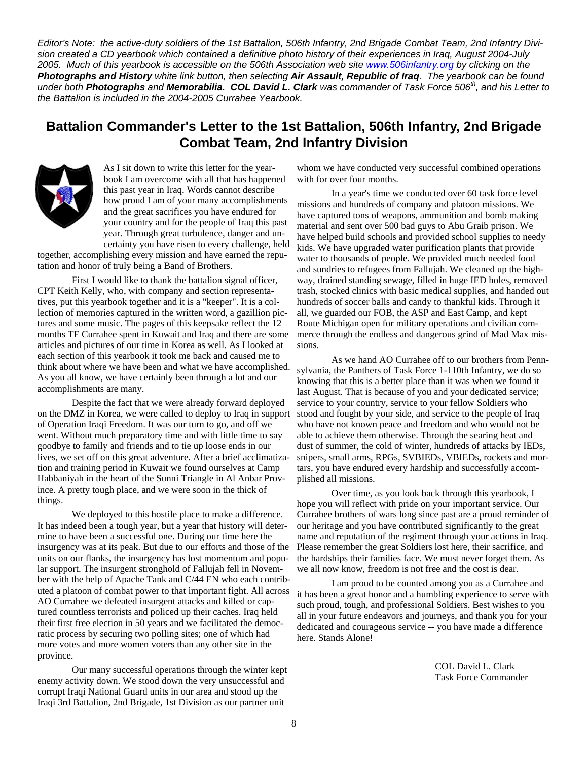*Editor's Note: the active-duty soldiers of the 1st Battalion, 506th Infantry, 2nd Brigade Combat Team, 2nd Infantry Division created a CD yearbook which contained a definitive photo history of their experiences in Iraq, August 2004-July 2005. Much of this yearbook is accessible on the 506th Association web site [www.506infantry.org](http://www.506infantry.org) by clicking on the **Photographs and History** white link button, then selecting **Air Assault, Republic of Iraq**. The yearbook can be found under both **Photographs** and **Memorabilia. COL David L. Clark** was commander of Task Force 506th, and his Letter to the Battalion is included in the 2004-2005 Currahee Yearbook.*

## Battalion Commander's Letter to the 1st Battalion, 506th Infantry, 2nd Brigade Combat Team, 2nd Infantry Division

As I sit down to write this letter for the yearbook I am overcome with all that has happened this past year in Iraq. Words cannot describe how proud I am of your many accomplishments and the great sacrifices you have endured for your country and for the people of Iraq this past year. Through great turbulence, danger and uncertainty you have risen to every challenge, held together, accomplishing every mission and have earned the reputation and honor of truly being a Band of Brothers.

First I would like to thank the battalion signal officer, CPT Keith Kelly, who, with company and section representatives, put this yearbook together and it is a "keeper". It is a collection of memories captured in the written word, a gazillion pictures and some music. The pages of this keepsake reflect the 12 months TF Currahee spent in Kuwait and Iraq and there are some articles and pictures of our time in Korea as well. As I looked at each section of this yearbook it took me back and caused me to think about where we have been and what we have accomplished. As you all know, we have certainly been through a lot and our accomplishments are many.

Despite the fact that we were already forward deployed on the DMZ in Korea, we were called to deploy to Iraq in support of Operation Iraqi Freedom. It was our turn to go, and off we went. Without much preparatory time and with little time to say goodbye to family and friends and to tie up loose ends in our lives, we set off on this great adventure. After a brief acclimatization and training period in Kuwait we found ourselves at Camp Habbaniyah in the heart of the Sunni Triangle in Al Anbar Province. A pretty tough place, and we were soon in the thick of things.

We deployed to this hostile place to make a difference. It has indeed been a tough year, but a year that history will determine to have been a successful one. During our time here the insurgency was at its peak. But due to our efforts and those of the units on our flanks, the insurgency has lost momentum and popular support. The insurgent stronghold of Fallujah fell in November with the help of Apache Tank and C/44 EN who each contributed a platoon of combat power to that important fight. All across AO Currahee we defeated insurgent attacks and killed or captured countless terrorists and policed up their caches. Iraq held their first free election in 50 years and we facilitated the democratic process by securing two polling sites; one of which had more votes and more women voters than any other site in the province.

Our many successful operations through the winter kept enemy activity down. We stood down the very unsuccessful and corrupt Iraqi National Guard units in our area and stood up the Iraqi 3rd Battalion, 2nd Brigade, 1st Division as our partner unit whom we have conducted very successful combined operations with for over four months.

In a year's time we conducted over 60 task force level missions and hundreds of company and platoon missions. We have captured tons of weapons, ammunition and bomb making material and sent over 500 bad guys to Abu Graib prison. We have helped build schools and provided school supplies to needy kids. We have upgraded water purification plants that provide water to thousands of people. We provided much needed food and sundries to refugees from Fallujah. We cleaned up the highway, drained standing sewage, filled in huge IED holes, removed trash, stocked clinics with basic medical supplies, and handed out hundreds of soccer balls and candy to thankful kids. Through it all, we guarded our FOB, the ASP and East Camp, and kept Route Michigan open for military operations and civilian commerce through the endless and dangerous grind of Mad Max missions.

As we hand AO Currahee off to our brothers from Pennsylvania, the Panthers of Task Force 1-110th Infantry, we do so knowing that this is a better place than it was when we found it last August. That is because of you and your dedicated service; service to your country, service to your fellow Soldiers who stood and fought by your side, and service to the people of Iraq who have not known peace and freedom and who would not be able to achieve them otherwise. Through the searing heat and dust of summer, the cold of winter, hundreds of attacks by IEDs, snipers, small arms, RPGs, SVBIEDs, VBIEDs, rockets and mortars, you have endured every hardship and successfully accomplished all missions.

Over time, as you look back through this yearbook, I hope you will reflect with pride on your important service. Our Currahee brothers of wars long since past are a proud reminder of our heritage and you have contributed significantly to the great name and reputation of the regiment through your actions in Iraq. Please remember the great Soldiers lost here, their sacrifice, and the hardships their families face. We must never forget them. As we all now know, freedom is not free and the cost is dear.

I am proud to be counted among you as a Currahee and it has been a great honor and a humbling experience to serve with such proud, tough, and professional Soldiers. Best wishes to you all in your future endeavors and journeys, and thank you for your dedicated and courageous service -- you have made a difference here. Stands Alone!

COL David L. Clark
Task Force Commander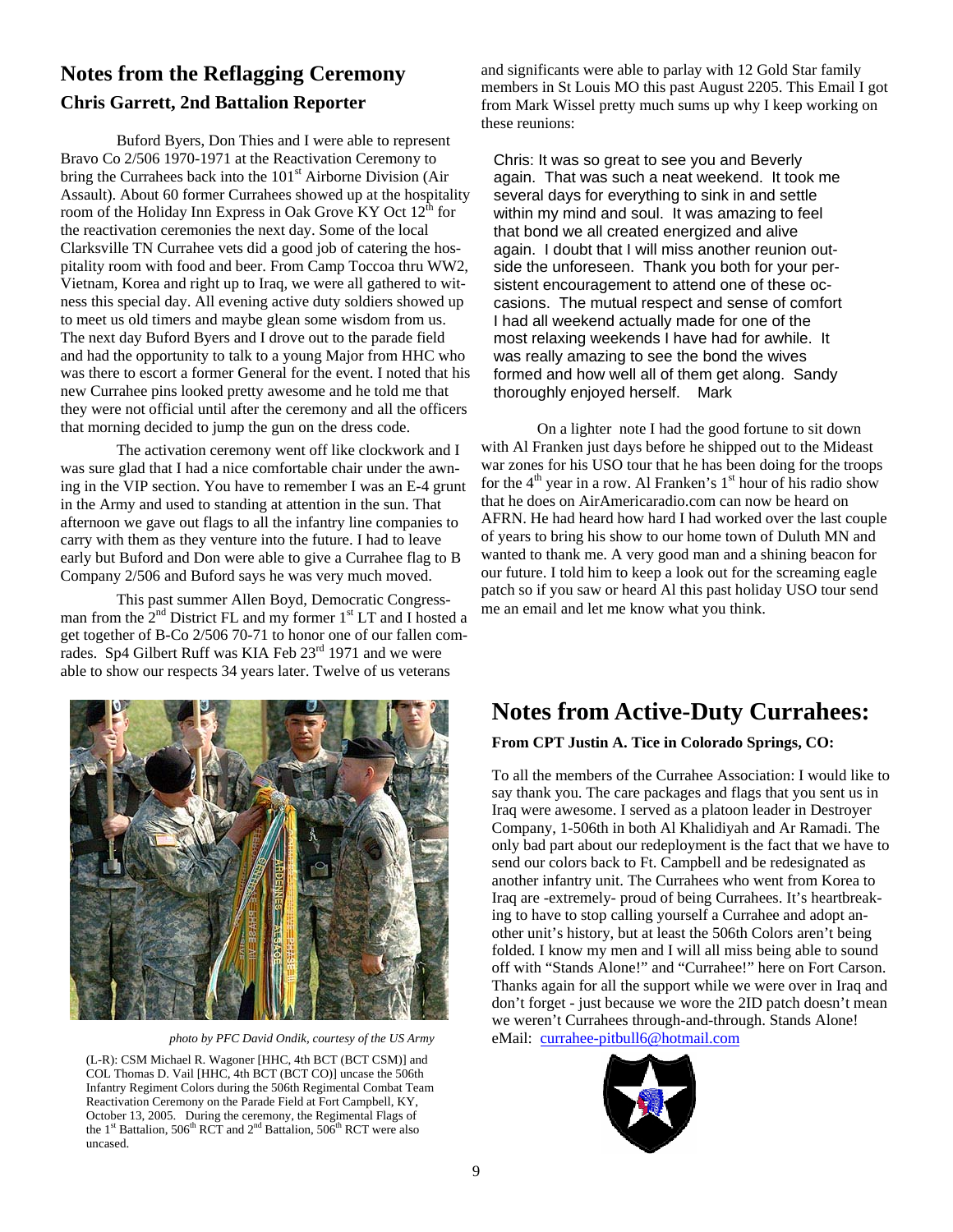## Notes from the Reflagging Ceremony

### Chris Garrett, 2nd Battalion Reporter

Buford Byers, Don Thies and I were able to represent Bravo Co 2/506 1970-1971 at the Reactivation Ceremony to bring the Currahees back into the 101st Airborne Division (Air Assault). About 60 former Currahees showed up at the hospitality room of the Holiday Inn Express in Oak Grove KY Oct 12th for the reactivation ceremonies the next day. Some of the local Clarksville TN Currahee vets did a good job of catering the hospitality room with food and beer. From Camp Toccoa thru WW2, Vietnam, Korea and right up to Iraq, we were all gathered to witness this special day. All evening active duty soldiers showed up to meet us old timers and maybe glean some wisdom from us. The next day Buford Byers and I drove out to the parade field and had the opportunity to talk to a young Major from HHC who was there to escort a former General for the event. I noted that his new Currahee pins looked pretty awesome and he told me that they were not official until after the ceremony and all the officers that morning decided to jump the gun on the dress code.

The activation ceremony went off like clockwork and I was sure glad that I had a nice comfortable chair under the awning in the VIP section. You have to remember I was an E-4 grunt in the Army and used to standing at attention in the sun. That afternoon we gave out flags to all the infantry line companies to carry with them as they venture into the future. I had to leave early but Buford and Don were able to give a Currahee flag to B Company 2/506 and Buford says he was very much moved.

This past summer Allen Boyd, Democratic Congressman from the 2nd District FL and my former 1st LT and I hosted a get together of B-Co 2/506 70-71 to honor one of our fallen comrades. Sp4 Gilbert Ruff was KIA Feb 23rd 1971 and we were able to show our respects 34 years later. Twelve of us veterans and significants were able to parlay with 12 Gold Star family members in St Louis MO this past August 2205. This Email I got from Mark Wissel pretty much sums up why I keep working on these reunions:

> Chris: It was so great to see you and Beverly again. That was such a neat weekend. It took me several days for everything to sink in and settle within my mind and soul. It was amazing to feel that bond we all created energized and alive again. I doubt that I will miss another reunion outside the unforeseen. Thank you both for your persistent encouragement to attend one of these occasions. The mutual respect and sense of comfort I had all weekend actually made for one of the most relaxing weekends I have had for awhile. It was really amazing to see the bond the wives formed and how well all of them get along. Sandy thoroughly enjoyed herself. Mark

On a lighter note I had the good fortune to sit down with Al Franken just days before he shipped out to the Mideast war zones for his USO tour that he has been doing for the troops for the 4th year in a row. Al Franken's 1st hour of his radio show that he does on AirAmericaradio.com can now be heard on AFRN. He had heard how hard I had worked over the last couple of years to bring his show to our home town of Duluth MN and wanted to thank me. A very good man and a shining beacon for our future. I told him to keep a look out for the screaming eagle patch so if you saw or heard Al this past holiday USO tour send me an email and let me know what you think.

*photo by PFC David Ondik, courtesy of the US Army*

(L-R): CSM Michael R. Wagoner [HHC, 4th BCT (BCT CSM)] and COL Thomas D. Vail [HHC, 4th BCT (BCT CO)] uncase the 506th Infantry Regiment Colors during the 506th Regimental Combat Team Reactivation Ceremony on the Parade Field at Fort Campbell, KY, October 13, 2005. During the ceremony, the Regimental Flags of the 1st Battalion, 506th RCT and 2nd Battalion, 506th RCT were also uncased.

## Notes from Active-Duty Currahees:

**From CPT Justin A. Tice in Colorado Springs, CO:**

To all the members of the Currahee Association: I would like to say thank you. The care packages and flags that you sent us in Iraq were awesome. I served as a platoon leader in Destroyer Company, 1-506th in both Al Khalidiyah and Ar Ramadi. The only bad part about our redeployment is the fact that we have to send our colors back to Ft. Campbell and be redesignated as another infantry unit. The Currahees who went from Korea to Iraq are -extremely- proud of being Currahees. It's heartbreaking to have to stop calling yourself a Currahee and adopt another unit's history, but at least the 506th Colors aren't being folded. I know my men and I will all miss being able to sound off with "Stands Alone!" and "Currahee!" here on Fort Carson. Thanks again for all the support while we were over in Iraq and don't forget - just because we wore the 2ID patch doesn't mean we weren't Currahees through-and-through. Stands Alone!
eMail: currahee-pitbull6@hotmail.com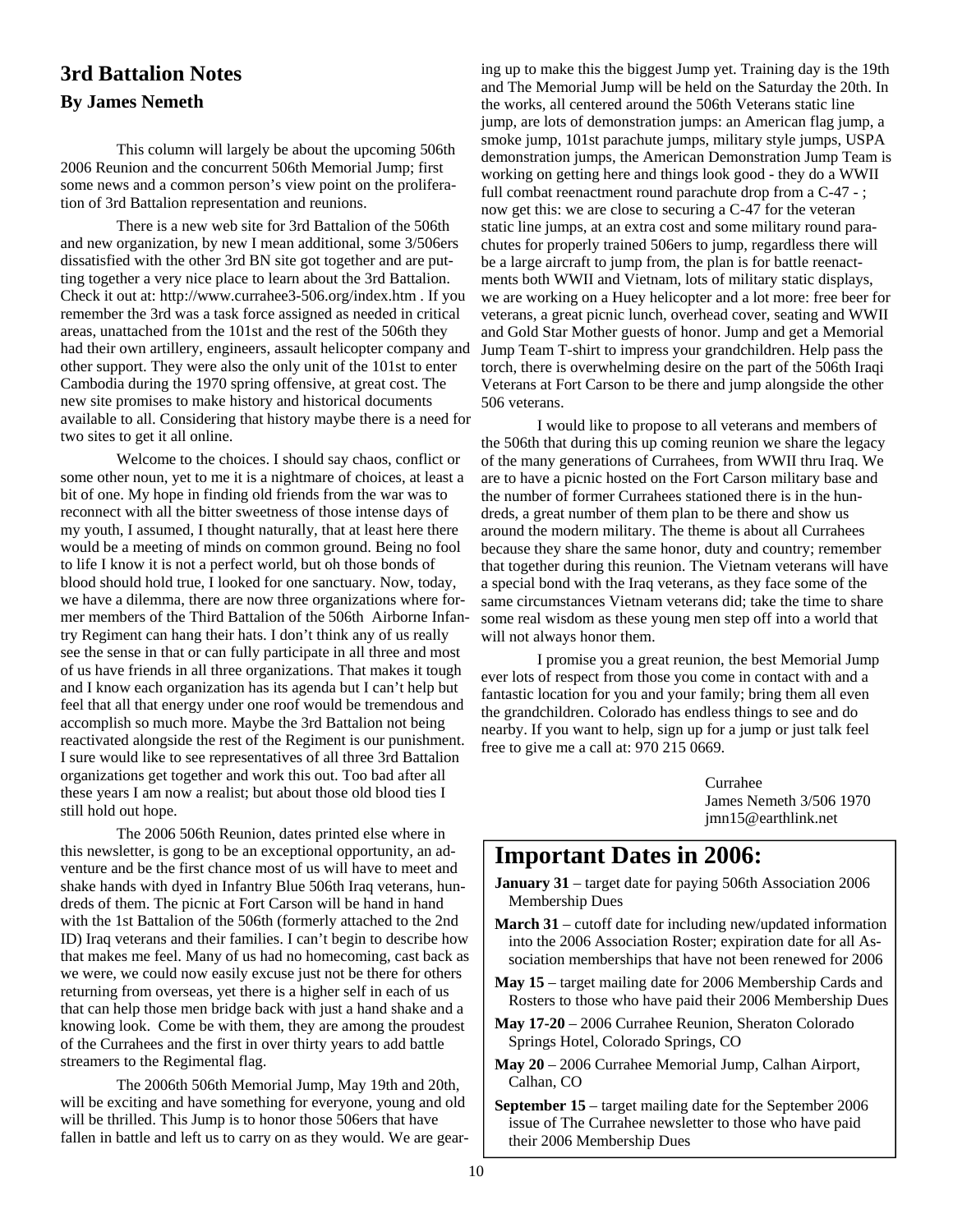## 3rd Battalion Notes

### By James Nemeth

This column will largely be about the upcoming 506th 2006 Reunion and the concurrent 506th Memorial Jump; first some news and a common person's view point on the proliferation of 3rd Battalion representation and reunions.

There is a new web site for 3rd Battalion of the 506th and new organization, by new I mean additional, some 3/506ers dissatisfied with the other 3rd BN site got together and are putting together a very nice place to learn about the 3rd Battalion. Check it out at: http://www.currahee3-506.org/index.htm . If you remember the 3rd was a task force assigned as needed in critical areas, unattached from the 101st and the rest of the 506th they had their own artillery, engineers, assault helicopter company and other support. They were also the only unit of the 101st to enter Cambodia during the 1970 spring offensive, at great cost. The new site promises to make history and historical documents available to all. Considering that history maybe there is a need for two sites to get it all online.

Welcome to the choices. I should say chaos, conflict or some other noun, yet to me it is a nightmare of choices, at least a bit of one. My hope in finding old friends from the war was to reconnect with all the bitter sweetness of those intense days of my youth, I assumed, I thought naturally, that at least here there would be a meeting of minds on common ground. Being no fool to life I know it is not a perfect world, but oh those bonds of blood should hold true, I looked for one sanctuary. Now, today, we have a dilemma, there are now three organizations where former members of the Third Battalion of the 506th Airborne Infantry Regiment can hang their hats. I don't think any of us really see the sense in that or can fully participate in all three and most of us have friends in all three organizations. That makes it tough and I know each organization has its agenda but I can't help but feel that all that energy under one roof would be tremendous and accomplish so much more. Maybe the 3rd Battalion not being reactivated alongside the rest of the Regiment is our punishment. I sure would like to see representatives of all three 3rd Battalion organizations get together and work this out. Too bad after all these years I am now a realist; but about those old blood ties I still hold out hope.

The 2006 506th Reunion, dates printed else where in this newsletter, is gong to be an exceptional opportunity, an adventure and be the first chance most of us will have to meet and shake hands with dyed in Infantry Blue 506th Iraq veterans, hundreds of them. The picnic at Fort Carson will be hand in hand with the 1st Battalion of the 506th (formerly attached to the 2nd ID) Iraq veterans and their families. I can't begin to describe how that makes me feel. Many of us had no homecoming, cast back as we were, we could now easily excuse just not be there for others returning from overseas, yet there is a higher self in each of us that can help those men bridge back with just a hand shake and a knowing look. Come be with them, they are among the proudest of the Currahees and the first in over thirty years to add battle streamers to the Regimental flag.

The 2006th 506th Memorial Jump, May 19th and 20th, will be exciting and have something for everyone, young and old will be thrilled. This Jump is to honor those 506ers that have fallen in battle and left us to carry on as they would. We are gearing up to make this the biggest Jump yet. Training day is the 19th and The Memorial Jump will be held on the Saturday the 20th. In the works, all centered around the 506th Veterans static line jump, are lots of demonstration jumps: an American flag jump, a smoke jump, 101st parachute jumps, military style jumps, USPA demonstration jumps, the American Demonstration Jump Team is working on getting here and things look good - they do a WWII full combat reenactment round parachute drop from a C-47 - ; now get this: we are close to securing a C-47 for the veteran static line jumps, at an extra cost and some military round parachutes for properly trained 506ers to jump, regardless there will be a large aircraft to jump from, the plan is for battle reenactments both WWII and Vietnam, lots of military static displays, we are working on a Huey helicopter and a lot more: free beer for veterans, a great picnic lunch, overhead cover, seating and WWII and Gold Star Mother guests of honor. Jump and get a Memorial Jump Team T-shirt to impress your grandchildren. Help pass the torch, there is overwhelming desire on the part of the 506th Iraqi Veterans at Fort Carson to be there and jump alongside the other 506 veterans.

I would like to propose to all veterans and members of the 506th that during this up coming reunion we share the legacy of the many generations of Currahees, from WWII thru Iraq. We are to have a picnic hosted on the Fort Carson military base and the number of former Currahees stationed there is in the hundreds, a great number of them plan to be there and show us around the modern military. The theme is about all Currahees because they share the same honor, duty and country; remember that together during this reunion. The Vietnam veterans will have a special bond with the Iraq veterans, as they face some of the same circumstances Vietnam veterans did; take the time to share some real wisdom as these young men step off into a world that will not always honor them.

I promise you a great reunion, the best Memorial Jump ever lots of respect from those you come in contact with and a fantastic location for you and your family; bring them all even the grandchildren. Colorado has endless things to see and do nearby. If you want to help, sign up for a jump or just talk feel free to give me a call at: 970 215 0669.

Currahee
James Nemeth 3/506 1970
jmn15@earthlink.net

## Important Dates in 2006:

**January 31** – target date for paying 506th Association 2006 Membership Dues

**March 31** – cutoff date for including new/updated information into the 2006 Association Roster; expiration date for all Association memberships that have not been renewed for 2006

**May 15** – target mailing date for 2006 Membership Cards and Rosters to those who have paid their 2006 Membership Dues

**May 17-20** – 2006 Currahee Reunion, Sheraton Colorado Springs Hotel, Colorado Springs, CO

**May 20** – 2006 Currahee Memorial Jump, Calhan Airport, Calhan, CO

**September 15** – target mailing date for the September 2006 issue of The Currahee newsletter to those who have paid their 2006 Membership Dues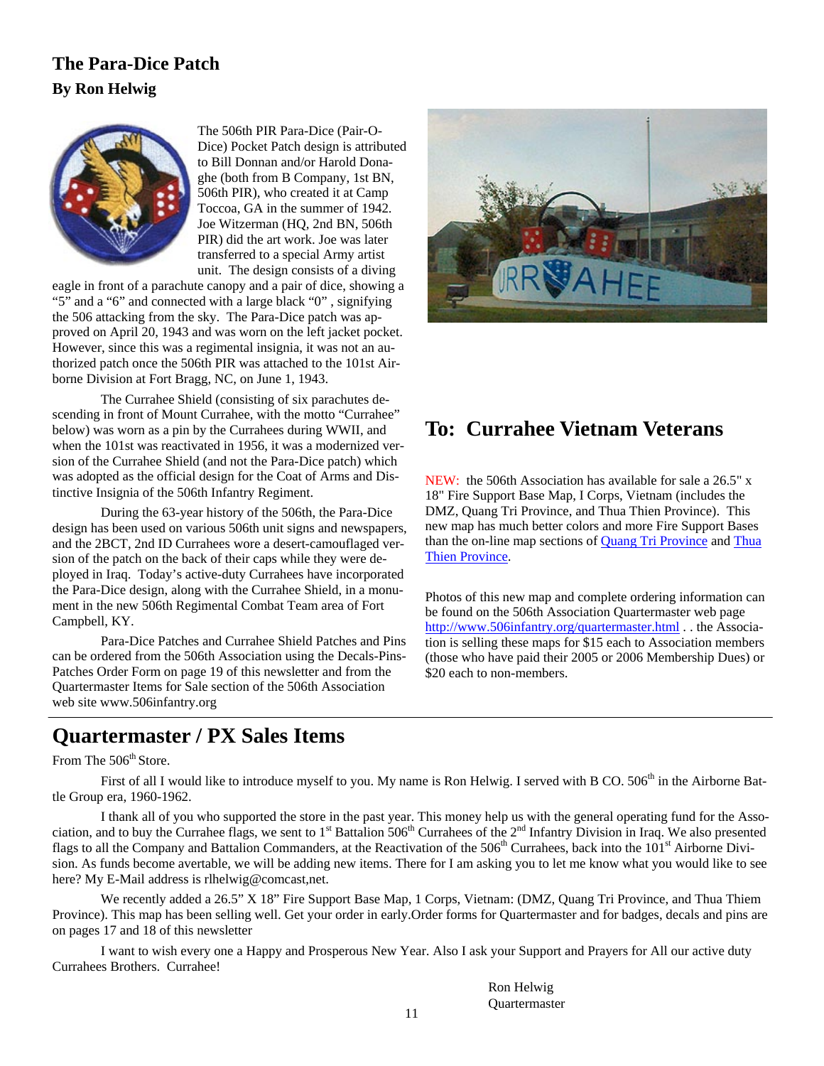## The Para-Dice Patch

**By Ron Helwig**

The 506th PIR Para-Dice (Pair-O-Dice) Pocket Patch design is attributed to Bill Donnan and/or Harold Donaghe (both from B Company, 1st BN, 506th PIR), who created it at Camp Toccoa, GA in the summer of 1942. Joe Witzerman (HQ, 2nd BN, 506th PIR) did the art work. Joe was later transferred to a special Army artist unit. The design consists of a diving eagle in front of a parachute canopy and a pair of dice, showing a "5" and a "6" and connected with a large black "0" , signifying the 506 attacking from the sky. The Para-Dice patch was approved on April 20, 1943 and was worn on the left jacket pocket. However, since this was a regimental insignia, it was not an authorized patch once the 506th PIR was attached to the 101st Airborne Division at Fort Bragg, NC, on June 1, 1943.

The Currahee Shield (consisting of six parachutes descending in front of Mount Currahee, with the motto "Currahee" below) was worn as a pin by the Currahees during WWII, and when the 101st was reactivated in 1956, it was a modernized version of the Currahee Shield (and not the Para-Dice patch) which was adopted as the official design for the Coat of Arms and Distinctive Insignia of the 506th Infantry Regiment.

During the 63-year history of the 506th, the Para-Dice design has been used on various 506th unit signs and newspapers, and the 2BCT, 2nd ID Currahees wore a desert-camouflaged version of the patch on the back of their caps while they were deployed in Iraq. Today's active-duty Currahees have incorporated the Para-Dice design, along with the Currahee Shield, in a monument in the new 506th Regimental Combat Team area of Fort Campbell, KY.

Para-Dice Patches and Currahee Shield Patches and Pins can be ordered from the 506th Association using the Decals-Pins-Patches Order Form on page 19 of this newsletter and from the Quartermaster Items for Sale section of the 506th Association web site www.506infantry.org

## To: Currahee Vietnam Veterans

NEW: the 506th Association has available for sale a 26.5" x 18" Fire Support Base Map, I Corps, Vietnam (includes the DMZ, Quang Tri Province, and Thua Thien Province). This new map has much better colors and more Fire Support Bases than the on-line map sections of Quang Tri Province and Thua Thien Province.

Photos of this new map and complete ordering information can be found on the 506th Association Quartermaster web page http://www.506infantry.org/quartermaster.html . . the Association is selling these maps for $15 each to Association members (those who have paid their 2005 or 2006 Membership Dues) or $20 each to non-members.

## Quartermaster / PX Sales Items

From The 506th Store.

First of all I would like to introduce myself to you. My name is Ron Helwig. I served with B CO. 506th in the Airborne Battle Group era, 1960-1962.

I thank all of you who supported the store in the past year. This money help us with the general operating fund for the Association, and to buy the Currahee flags, we sent to 1st Battalion 506th Currahees of the 2nd Infantry Division in Iraq. We also presented flags to all the Company and Battalion Commanders, at the Reactivation of the 506th Currahees, back into the 101st Airborne Division. As funds become avertable, we will be adding new items. There for I am asking you to let me know what you would like to see here? My E-Mail address is rlhelwig@comcast,net.

We recently added a 26.5" X 18" Fire Support Base Map, 1 Corps, Vietnam: (DMZ, Quang Tri Province, and Thua Thiem Province). This map has been selling well. Get your order in early.Order forms for Quartermaster and for badges, decals and pins are on pages 17 and 18 of this newsletter

I want to wish every one a Happy and Prosperous New Year. Also I ask your Support and Prayers for All our active duty Currahees Brothers. Currahee!

Ron Helwig
Quartermaster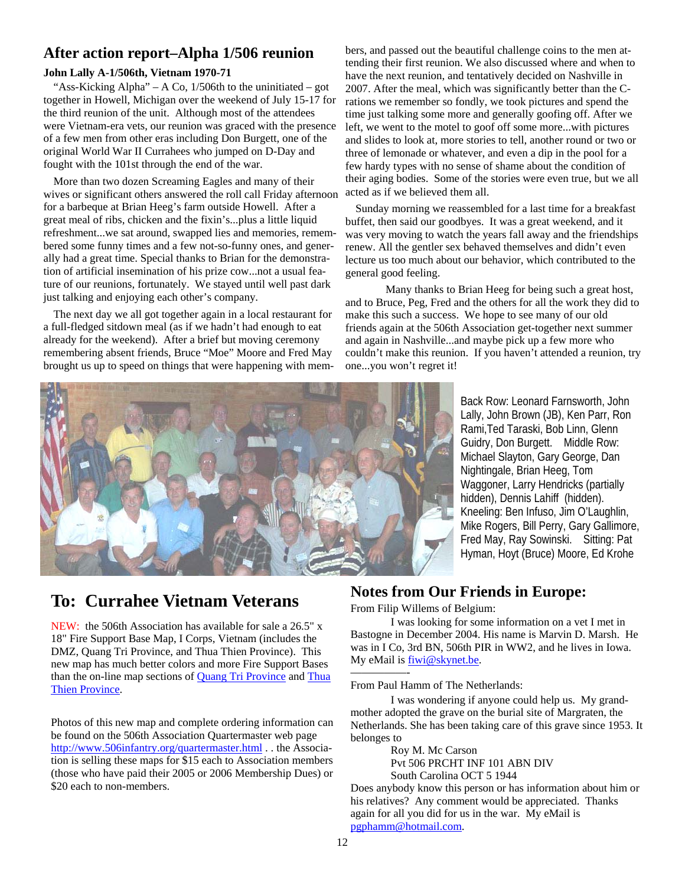## After action report–Alpha 1/506 reunion

**John Lally A-1/506th, Vietnam 1970-71**

"Ass-Kicking Alpha" – A Co, 1/506th to the uninitiated – got together in Howell, Michigan over the weekend of July 15-17 for the third reunion of the unit. Although most of the attendees were Vietnam-era vets, our reunion was graced with the presence of a few men from other eras including Don Burgett, one of the original World War II Currahees who jumped on D-Day and fought with the 101st through the end of the war.

More than two dozen Screaming Eagles and many of their wives or significant others answered the roll call Friday afternoon for a barbeque at Brian Heeg's farm outside Howell. After a great meal of ribs, chicken and the fixin's...plus a little liquid refreshment...we sat around, swapped lies and memories, remembered some funny times and a few not-so-funny ones, and generally had a great time. Special thanks to Brian for the demonstration of artificial insemination of his prize cow...not a usual feature of our reunions, fortunately. We stayed until well past dark just talking and enjoying each other's company.

The next day we all got together again in a local restaurant for a full-fledged sitdown meal (as if we hadn't had enough to eat already for the weekend). After a brief but moving ceremony remembering absent friends, Bruce "Moe" Moore and Fred May brought us up to speed on things that were happening with members, and passed out the beautiful challenge coins to the men attending their first reunion. We also discussed where and when to have the next reunion, and tentatively decided on Nashville in 2007. After the meal, which was significantly better than the C-rations we remember so fondly, we took pictures and spend the time just talking some more and generally goofing off. After we left, we went to the motel to goof off some more...with pictures and slides to look at, more stories to tell, another round or two or three of lemonade or whatever, and even a dip in the pool for a few hardy types with no sense of shame about the condition of their aging bodies. Some of the stories were even true, but we all acted as if we believed them all.

Sunday morning we reassembled for a last time for a breakfast buffet, then said our goodbyes. It was a great weekend, and it was very moving to watch the years fall away and the friendships renew. All the gentler sex behaved themselves and didn't even lecture us too much about our behavior, which contributed to the general good feeling.

Many thanks to Brian Heeg for being such a great host, and to Bruce, Peg, Fred and the others for all the work they did to make this such a success. We hope to see many of our old friends again at the 506th Association get-together next summer and again in Nashville...and maybe pick up a few more who couldn't make this reunion. If you haven't attended a reunion, try one...you won't regret it!

Back Row: Leonard Farnsworth, John Lally, John Brown (JB), Ken Parr, Ron Rami,Ted Taraski, Bob Linn, Glenn Guidry, Don Burgett. Middle Row: Michael Slayton, Gary George, Dan Nightingale, Brian Heeg, Tom Waggoner, Larry Hendricks (partially hidden), Dennis Lahiff (hidden). Kneeling: Ben Infuso, Jim O'Laughlin, Mike Rogers, Bill Perry, Gary Gallimore, Fred May, Ray Sowinski. Sitting: Pat Hyman, Hoyt (Bruce) Moore, Ed Krohe

## To: Currahee Vietnam Veterans

NEW: the 506th Association has available for sale a 26.5" x 18" Fire Support Base Map, I Corps, Vietnam (includes the DMZ, Quang Tri Province, and Thua Thien Province). This new map has much better colors and more Fire Support Bases than the on-line map sections of Quang Tri Province and Thua Thien Province.

Photos of this new map and complete ordering information can be found on the 506th Association Quartermaster web page http://www.506infantry.org/quartermaster.html . . the Association is selling these maps for $15 each to Association members (those who have paid their 2005 or 2006 Membership Dues) or $20 each to non-members.

## Notes from Our Friends in Europe:

From Filip Willems of Belgium:

I was looking for some information on a vet I met in Bastogne in December 2004. His name is Marvin D. Marsh. He was in I Co, 3rd BN, 506th PIR in WW2, and he lives in Iowa. My eMail is fiwi@skynet.be.

From Paul Hamm of The Netherlands:

I was wondering if anyone could help us. My grandmother adopted the grave on the burial site of Margraten, the Netherlands. She has been taking care of this grave since 1953. It belonges to

Roy M. Mc Carson
Pvt 506 PRCHT INF 101 ABN DIV
South Carolina OCT 5 1944

Does anybody know this person or has information about him or his relatives? Any comment would be appreciated. Thanks again for all you did for us in the war. My eMail is pgphamm@hotmail.com.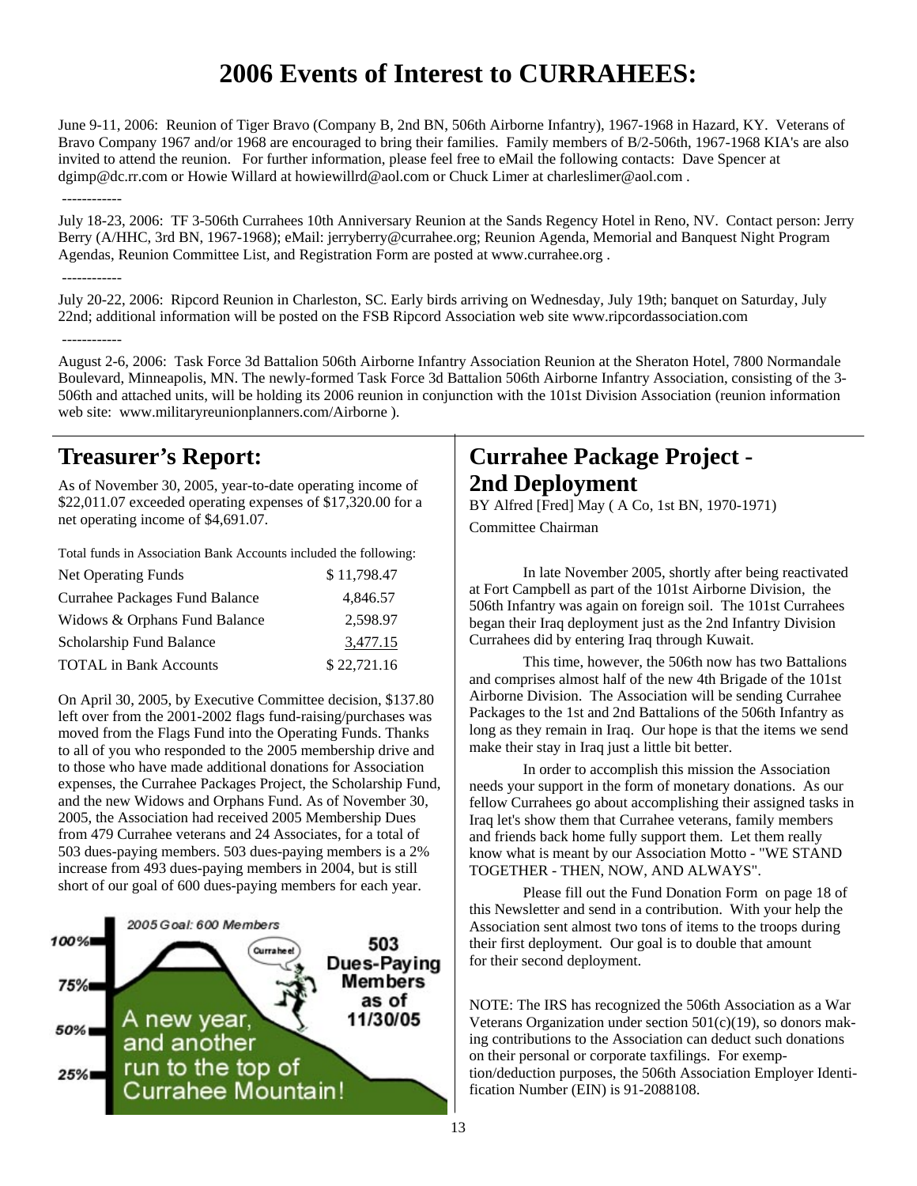# 2006 Events of Interest to CURRAHEES:

June 9-11, 2006: Reunion of Tiger Bravo (Company B, 2nd BN, 506th Airborne Infantry), 1967-1968 in Hazard, KY. Veterans of Bravo Company 1967 and/or 1968 are encouraged to bring their families. Family members of B/2-506th, 1967-1968 KIA's are also invited to attend the reunion. For further information, please feel free to eMail the following contacts: Dave Spencer at dgimp@dc.rr.com or Howie Willard at howiewillrd@aol.com or Chuck Limer at charleslimer@aol.com .

------------

July 18-23, 2006: TF 3-506th Currahees 10th Anniversary Reunion at the Sands Regency Hotel in Reno, NV. Contact person: Jerry Berry (A/HHC, 3rd BN, 1967-1968); eMail: jerryberry@currahee.org; Reunion Agenda, Memorial and Banquest Night Program Agendas, Reunion Committee List, and Registration Form are posted at www.currahee.org .

------------

July 20-22, 2006: Ripcord Reunion in Charleston, SC. Early birds arriving on Wednesday, July 19th; banquet on Saturday, July 22nd; additional information will be posted on the FSB Ripcord Association web site www.ripcordassociation.com

------------

August 2-6, 2006: Task Force 3d Battalion 506th Airborne Infantry Association Reunion at the Sheraton Hotel, 7800 Normandale Boulevard, Minneapolis, MN. The newly-formed Task Force 3d Battalion 506th Airborne Infantry Association, consisting of the 3-506th and attached units, will be holding its 2006 reunion in conjunction with the 101st Division Association (reunion information web site: www.militaryreunionplanners.com/Airborne ).

## Treasurer's Report:

As of November 30, 2005, year-to-date operating income of $22,011.07 exceeded operating expenses of $17,320.00 for a net operating income of $4,691.07.

Total funds in Association Bank Accounts included the following:

| | |
|---|---|
| Net Operating Funds | $ 11,798.47 |
| Currahee Packages Fund Balance | 4,846.57 |
| Widows & Orphans Fund Balance | 2,598.97 |
| Scholarship Fund Balance | 3,477.15 |
| TOTAL in Bank Accounts | $ 22,721.16 |

On April 30, 2005, by Executive Committee decision, $137.80 left over from the 2001-2002 flags fund-raising/purchases was moved from the Flags Fund into the Operating Funds. Thanks to all of you who responded to the 2005 membership drive and to those who have made additional donations for Association expenses, the Currahee Packages Project, the Scholarship Fund, and the new Widows and Orphans Fund. As of November 30, 2005, the Association had received 2005 Membership Dues from 479 Currahee veterans and 24 Associates, for a total of 503 dues-paying members. 503 dues-paying members is a 2% increase from 493 dues-paying members in 2004, but is still short of our goal of 600 dues-paying members for each year.

2005 Goal: 600 Members

100% / 75% / 50% / 25%

503 Dues-Paying Members as of 11/30/05

A new year, and another run to the top of Currahee Mountain!

## Currahee Package Project - 2nd Deployment

BY Alfred [Fred] May ( A Co, 1st BN, 1970-1971)
Committee Chairman

In late November 2005, shortly after being reactivated at Fort Campbell as part of the 101st Airborne Division, the 506th Infantry was again on foreign soil. The 101st Currahees began their Iraq deployment just as the 2nd Infantry Division Currahees did by entering Iraq through Kuwait.

This time, however, the 506th now has two Battalions and comprises almost half of the new 4th Brigade of the 101st Airborne Division. The Association will be sending Currahee Packages to the 1st and 2nd Battalions of the 506th Infantry as long as they remain in Iraq. Our hope is that the items we send make their stay in Iraq just a little bit better.

In order to accomplish this mission the Association needs your support in the form of monetary donations. As our fellow Currahees go about accomplishing their assigned tasks in Iraq let's show them that Currahee veterans, family members and friends back home fully support them. Let them really know what is meant by our Association Motto - "WE STAND TOGETHER - THEN, NOW, AND ALWAYS".

Please fill out the Fund Donation Form on page 18 of this Newsletter and send in a contribution. With your help the Association sent almost two tons of items to the troops during their first deployment. Our goal is to double that amount for their second deployment.

NOTE: The IRS has recognized the 506th Association as a War Veterans Organization under section 501(c)(19), so donors making contributions to the Association can deduct such donations on their personal or corporate taxfilings. For exemption/deduction purposes, the 506th Association Employer Identification Number (EIN) is 91-2088108.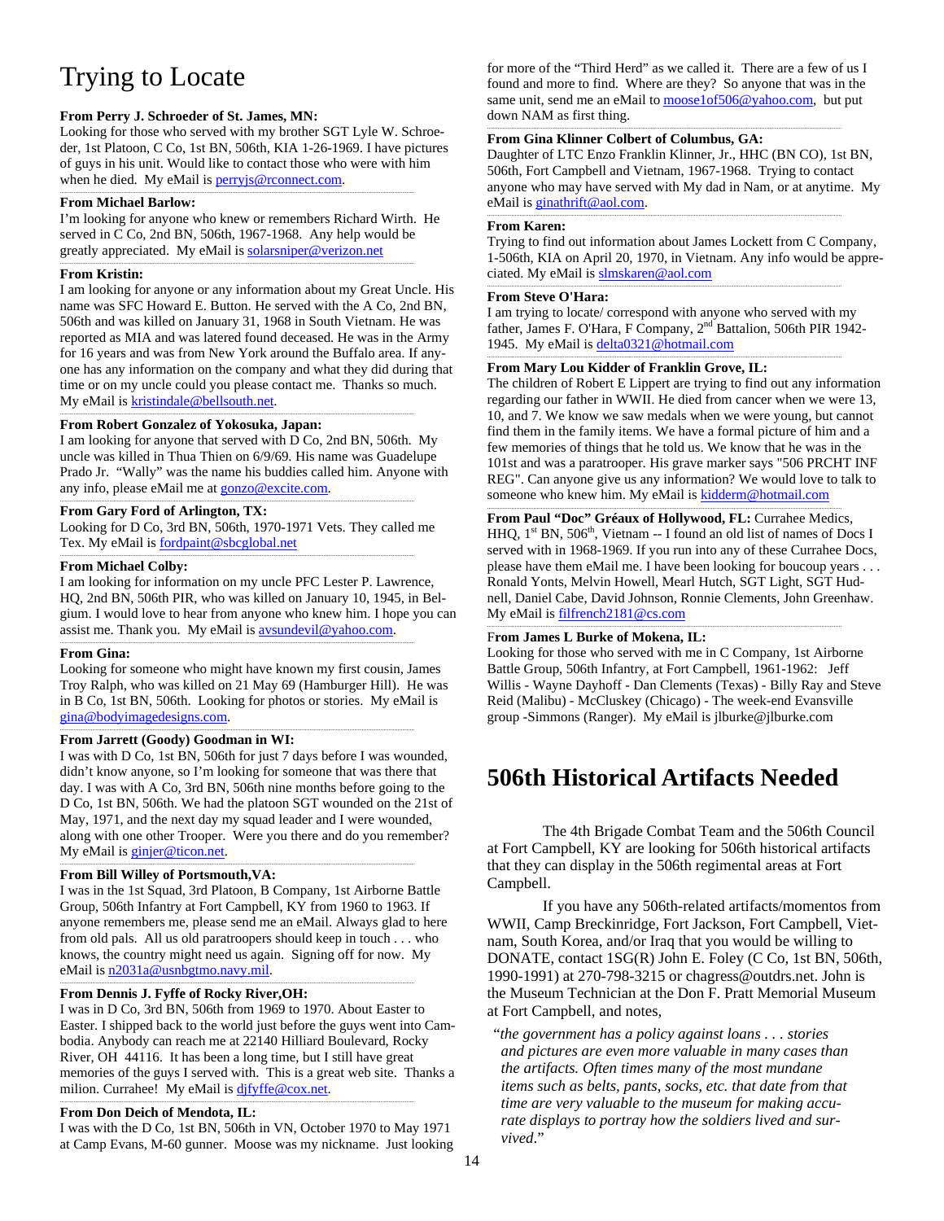# Trying to Locate

**From Perry J. Schroeder of St. James, MN:**
Looking for those who served with my brother SGT Lyle W. Schroeder, 1st Platoon, C Co, 1st BN, 506th, KIA 1-26-1969. I have pictures of guys in his unit. Would like to contact those who were with him when he died. My eMail is perryjs@rconnect.com.

**From Michael Barlow:**
I'm looking for anyone who knew or remembers Richard Wirth. He served in C Co, 2nd BN, 506th, 1967-1968. Any help would be greatly appreciated. My eMail is solarsniper@verizon.net

**From Kristin:**
I am looking for anyone or any information about my Great Uncle. His name was SFC Howard E. Button. He served with the A Co, 2nd BN, 506th and was killed on January 31, 1968 in South Vietnam. He was reported as MIA and was latered found deceased. He was in the Army for 16 years and was from New York around the Buffalo area. If anyone has any information on the company and what they did during that time or on my uncle could you please contact me. Thanks so much. My eMail is kristindale@bellsouth.net.

**From Robert Gonzalez of Yokosuka, Japan:**
I am looking for anyone that served with D Co, 2nd BN, 506th. My uncle was killed in Thua Thien on 6/9/69. His name was Guadelupe Prado Jr. "Wally" was the name his buddies called him. Anyone with any info, please eMail me at gonzo@excite.com.

**From Gary Ford of Arlington, TX:**
Looking for D Co, 3rd BN, 506th, 1970-1971 Vets. They called me Tex. My eMail is fordpaint@sbcglobal.net

**From Michael Colby:**
I am looking for information on my uncle PFC Lester P. Lawrence, HQ, 2nd BN, 506th PIR, who was killed on January 10, 1945, in Belgium. I would love to hear from anyone who knew him. I hope you can assist me. Thank you. My eMail is avsundevil@yahoo.com.

**From Gina:**
Looking for someone who might have known my first cousin, James Troy Ralph, who was killed on 21 May 69 (Hamburger Hill). He was in B Co, 1st BN, 506th. Looking for photos or stories. My eMail is gina@bodyimagedesigns.com.

**From Jarrett (Goody) Goodman in WI:**
I was with D Co, 1st BN, 506th for just 7 days before I was wounded, didn't know anyone, so I'm looking for someone that was there that day. I was with A Co, 3rd BN, 506th nine months before going to the D Co, 1st BN, 506th. We had the platoon SGT wounded on the 21st of May, 1971, and the next day my squad leader and I were wounded, along with one other Trooper. Were you there and do you remember? My eMail is ginjer@ticon.net.

**From Bill Willey of Portsmouth,VA:**
I was in the 1st Squad, 3rd Platoon, B Company, 1st Airborne Battle Group, 506th Infantry at Fort Campbell, KY from 1960 to 1963. If anyone remembers me, please send me an eMail. Always glad to here from old pals. All us old paratroopers should keep in touch . . . who knows, the country might need us again. Signing off for now. My eMail is n2031a@usnbgtmo.navy.mil.

**From Dennis J. Fyffe of Rocky River,OH:**
I was in D Co, 3rd BN, 506th from 1969 to 1970. About Easter to Easter. I shipped back to the world just before the guys went into Cambodia. Anybody can reach me at 22140 Hilliard Boulevard, Rocky River, OH 44116. It has been a long time, but I still have great memories of the guys I served with. This is a great web site. Thanks a milion. Currahee! My eMail is djfyffe@cox.net.

**From Don Deich of Mendota, IL:**
I was with the D Co, 1st BN, 506th in VN, October 1970 to May 1971 at Camp Evans, M-60 gunner. Moose was my nickname. Just looking for more of the "Third Herd" as we called it. There are a few of us I found and more to find. Where are they? So anyone that was in the same unit, send me an eMail to moose1of506@yahoo.com, but put down NAM as first thing.

**From Gina Klinner Colbert of Columbus, GA:**
Daughter of LTC Enzo Franklin Klinner, Jr., HHC (BN CO), 1st BN, 506th, Fort Campbell and Vietnam, 1967-1968. Trying to contact anyone who may have served with My dad in Nam, or at anytime. My eMail is ginathrift@aol.com.

**From Karen:**
Trying to find out information about James Lockett from C Company, 1-506th, KIA on April 20, 1970, in Vietnam. Any info would be appreciated. My eMail is slmskaren@aol.com

**From Steve O'Hara:**
I am trying to locate/ correspond with anyone who served with my father, James F. O'Hara, F Company, 2nd Battalion, 506th PIR 1942-1945. My eMail is delta0321@hotmail.com

**From Mary Lou Kidder of Franklin Grove, IL:**
The children of Robert E Lippert are trying to find out any information regarding our father in WWII. He died from cancer when we were 13, 10, and 7. We know we saw medals when we were young, but cannot find them in the family items. We have a formal picture of him and a few memories of things that he told us. We know that he was in the 101st and was a paratrooper. His grave marker says "506 PRCHT INF REG". Can anyone give us any information? We would love to talk to someone who knew him. My eMail is kidderm@hotmail.com

**From Paul "Doc" Gréaux of Hollywood, FL:** Currahee Medics, HHQ, 1st BN, 506th, Vietnam -- I found an old list of names of Docs I served with in 1968-1969. If you run into any of these Currahee Docs, please have them eMail me. I have been looking for boucoup years . . . Ronald Yonts, Melvin Howell, Mearl Hutch, SGT Light, SGT Hudnell, Daniel Cabe, David Johnson, Ronnie Clements, John Greenhaw. My eMail is filfrench2181@cs.com

**From James L Burke of Mokena, IL:**
Looking for those who served with me in C Company, 1st Airborne Battle Group, 506th Infantry, at Fort Campbell, 1961-1962: Jeff Willis - Wayne Dayhoff - Dan Clements (Texas) - Billy Ray and Steve Reid (Malibu) - McCluskey (Chicago) - The week-end Evansville group -Simmons (Ranger). My eMail is jlburke@jlburke.com

# 506th Historical Artifacts Needed

The 4th Brigade Combat Team and the 506th Council at Fort Campbell, KY are looking for 506th historical artifacts that they can display in the 506th regimental areas at Fort Campbell.

If you have any 506th-related artifacts/momentos from WWII, Camp Breckinridge, Fort Jackson, Fort Campbell, Vietnam, South Korea, and/or Iraq that you would be willing to DONATE, contact 1SG(R) John E. Foley (C Co, 1st BN, 506th, 1990-1991) at 270-798-3215 or chagress@outdrs.net. John is the Museum Technician at the Don F. Pratt Memorial Museum at Fort Campbell, and notes,

> "*the government has a policy against loans . . . stories and pictures are even more valuable in many cases than the artifacts. Often times many of the most mundane items such as belts, pants, socks, etc. that date from that time are very valuable to the museum for making accurate displays to portray how the soldiers lived and survived.*"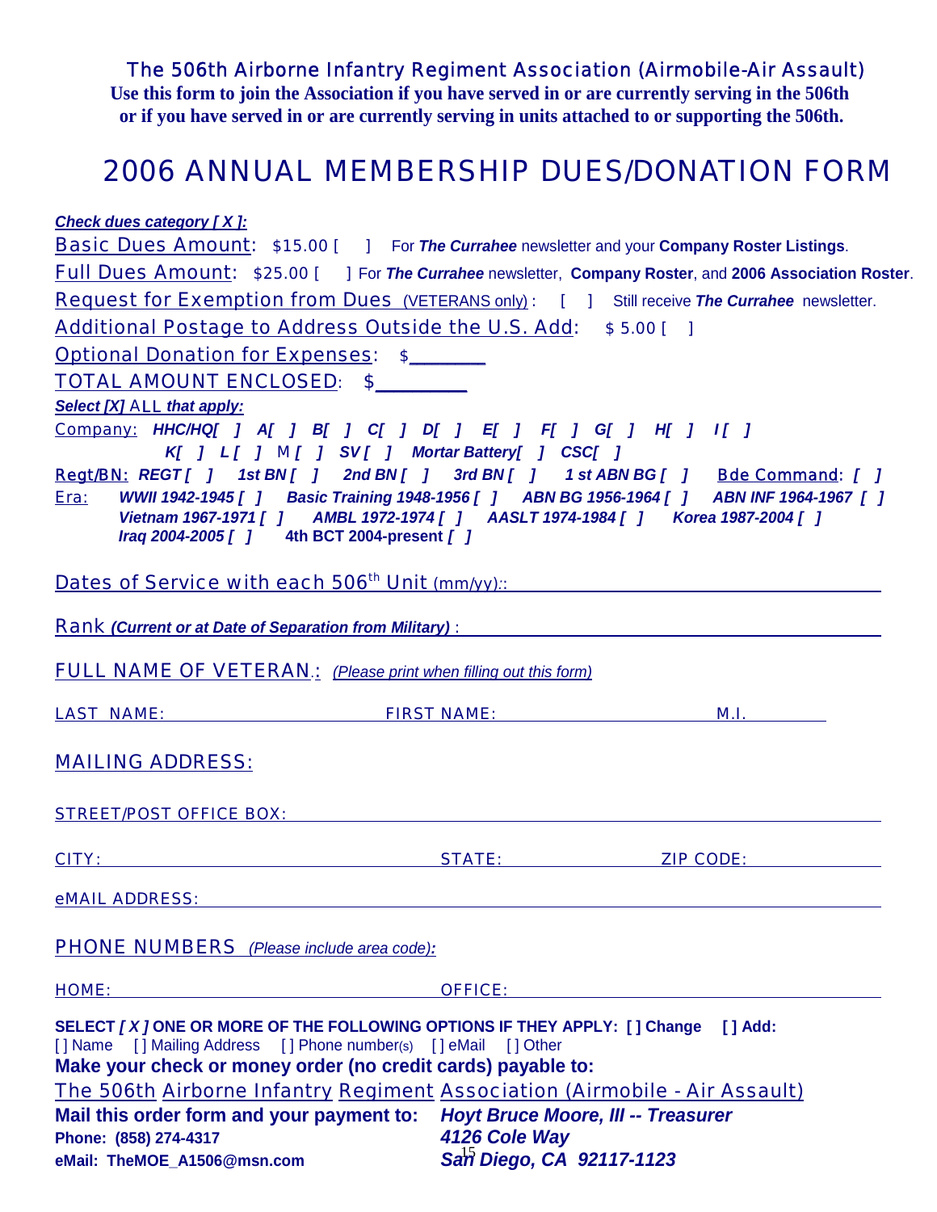The 506th Airborne Infantry Regiment Association (Airmobile-Air Assault)

**Use this form to join the Association if you have served in or are currently serving in the 506th or if you have served in or are currently serving in units attached to or supporting the 506th.**

# 2006 ANNUAL MEMBERSHIP DUES/DONATION FORM

***Check dues category [ X ]:***

Basic Dues Amount: $15.00 [ ] For ***The Currahee*** newsletter and your **Company Roster Listings**.

Full Dues Amount: $25.00 [ ] For ***The Currahee*** newsletter, **Company Roster**, and **2006 Association Roster**.

Request for Exemption from Dues (VETERANS only) : [ ] Still receive ***The Currahee*** newsletter.

Additional Postage to Address Outside the U.S. Add: $ 5.00 [ ]

Optional Donation for Expenses: $________

TOTAL AMOUNT ENCLOSED: $_________

***Select [X]*** ALL ***that apply:***

Company: ***HHC/HQ[ ] A[ ] B[ ] C[ ] D[ ] E[ ] F[ ] G[ ] H[ ] I[ ] K[ ] L [ ]*** M ***[ ] SV [ ] Mortar Battery[ ] CSC[ ]***

Regt/BN: ***REGT [ ] 1st BN [ ] 2nd BN [ ] 3rd BN [ ] 1 st ABN BG [ ]*** Bde Command: ***[ ]***

Era: ***WWII 1942-1945 [ ] Basic Training 1948-1956 [ ] ABN BG 1956-1964 [ ] ABN INF 1964-1967 [ ] Vietnam 1967-1971 [ ] AMBL 1972-1974 [ ] AASLT 1974-1984 [ ] Korea 1987-2004 [ ] Iraq 2004-2005 [ ]*** **4th BCT 2004-present** ***[ ]***

Dates of Service with each 506th Unit (mm/yy):: ______________________________

Rank ***(Current or at Date of Separation from Military)*** : ______________________________

FULL NAME OF VETERAN.: *(Please print when filling out this form)*

LAST NAME: ____________ FIRST NAME: ____________ M.I. ________

MAILING ADDRESS:

STREET/POST OFFICE BOX: ______________________________

CITY: ____________ STATE: ____________ ZIP CODE: ____________

eMAIL ADDRESS: ______________________________

PHONE NUMBERS *(Please include area code)**:***

HOME: ____________ OFFICE: ____________

**SELECT *[ X ]* ONE OR MORE OF THE FOLLOWING OPTIONS IF THEY APPLY: [ ] Change [ ] Add:**
[ ] Name [ ] Mailing Address [ ] Phone number(s) [ ] eMail [ ] Other

**Make your check or money order (no credit cards) payable to:**

The 506th Airborne Infantry Regiment Association (Airmobile - Air Assault)

**Mail this order form and your payment to:** ***Hoyt Bruce Moore, III -- Treasurer***
***4126 Cole Way***
***San Diego, CA 92117-1123***

**Phone: (858) 274-4317**
**eMail: TheMOE_A1506@msn.com**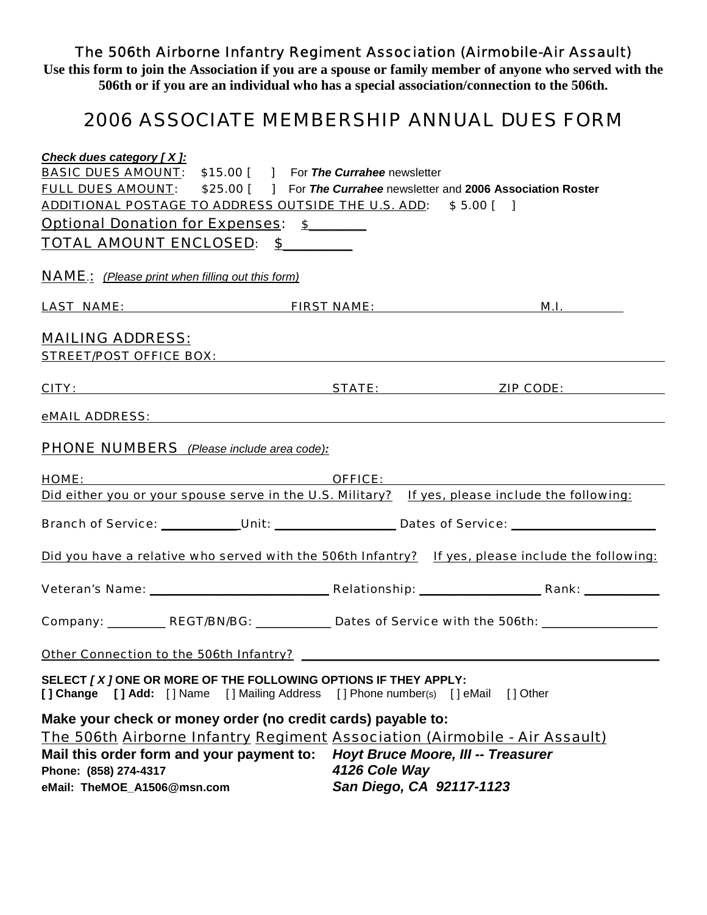# The 506th Airborne Infantry Regiment Association (Airmobile-Air Assault)

**Use this form to join the Association if you are a spouse or family member of anyone who served with the 506th or if you are an individual who has a special association/connection to the 506th.**

## 2006 ASSOCIATE MEMBERSHIP ANNUAL DUES FORM

***Check dues category [ X ]:***

BASIC DUES AMOUNT: $15.00 [ ] For ***The Currahee*** newsletter

FULL DUES AMOUNT: $25.00 [ ] For ***The Currahee*** newsletter and **2006 Association Roster**

ADDITIONAL POSTAGE TO ADDRESS OUTSIDE THE U.S. ADD: $ 5.00 [ ]

Optional Donation for Expenses: $________

TOTAL AMOUNT ENCLOSED: $_________

NAME: *(Please print when filling out this form)*

LAST NAME: ____________________ FIRST NAME: ____________________ M.I. ________

MAILING ADDRESS:

STREET/POST OFFICE BOX: ________________________________________

CITY: ____________________ STATE: ____________ ZIP CODE: ____________

eMAIL ADDRESS: ________________________________________

PHONE NUMBERS *(Please include area code):*

HOME: ____________________ OFFICE: ____________________

Did either you or your spouse serve in the U.S. Military? If yes, please include the following:

Branch of Service: ___________ Unit: _________________ Dates of Service: ____________________

Did you have a relative who served with the 506th Infantry? If yes, please include the following:

Veteran's Name: _________________________ Relationship: _________________ Rank: ___________

Company: _________ REGT/BN/BG: ___________ Dates of Service with the 506th: _________________

Other Connection to the 506th Infantry? ________________________________________

**SELECT *[ X ]* ONE OR MORE OF THE FOLLOWING OPTIONS IF THEY APPLY:**

**[ ] Change [ ] Add:** [ ] Name [ ] Mailing Address [ ] Phone number(s) [ ] eMail [ ] Other

**Make your check or money order (no credit cards) payable to:**

The 506th Airborne Infantry Regiment Association (Airmobile - Air Assault)

**Mail this order form and your payment to:** ***Hoyt Bruce Moore, III -- Treasurer***

***4126 Cole Way***

***San Diego, CA 92117-1123***

**Phone: (858) 274-4317**

**eMail: TheMOE_A1506@msn.com**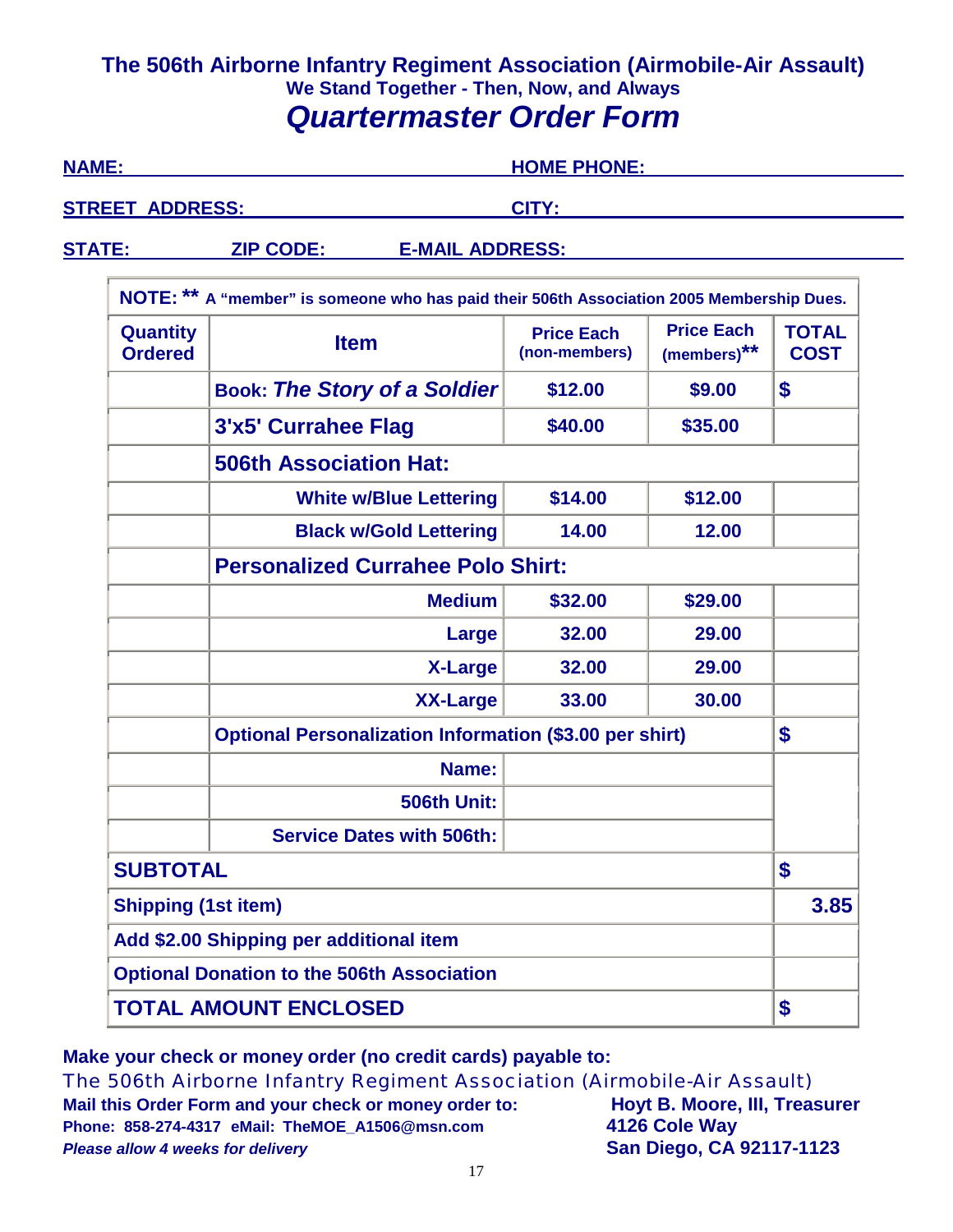# The 506th Airborne Infantry Regiment Association (Airmobile-Air Assault)

**We Stand Together - Then, Now, and Always**

## *Quartermaster Order Form*

**NAME:** ______________________ **HOME PHONE:** ______________________

**STREET ADDRESS:** ______________________ **CITY:** ______________________

**STATE:** ________ **ZIP CODE:** ________ **E-MAIL ADDRESS:** ______________________

**NOTE: ** A "member" is someone who has paid their 506th Association 2005 Membership Dues.**

| Quantity Ordered | Item | Price Each (non-members) | Price Each (members)** | TOTAL COST |
|---|---|---|---|---|
| | Book: *The Story of a Soldier* | $12.00 | $9.00 | $ |
| | 3'x5' Currahee Flag | $40.00 | $35.00 | |
| | **506th Association Hat:** | | | |
| | White w/Blue Lettering | $14.00 | $12.00 | |
| | Black w/Gold Lettering | 14.00 | 12.00 | |
| | **Personalized Currahee Polo Shirt:** | | | |
| | Medium | $32.00 | $29.00 | |
| | Large | 32.00 | 29.00 | |
| | X-Large | 32.00 | 29.00 | |
| | XX-Large | 33.00 | 30.00 | |
| | Optional Personalization Information ($3.00 per shirt) | | | $ |
| | Name: | | | |
| | 506th Unit: | | | |
| | Service Dates with 506th: | | | |
| **SUBTOTAL** | | | | $ |
| Shipping (1st item) | | | | 3.85 |
| Add $2.00 Shipping per additional item | | | | |
| Optional Donation to the 506th Association | | | | |
| **TOTAL AMOUNT ENCLOSED** | | | | $ |

**Make your check or money order (no credit cards) payable to:**

The 506th Airborne Infantry Regiment Association (Airmobile-Air Assault)

**Mail this Order Form and your check or money order to:**

**Phone: 858-274-4317 eMail: TheMOE_A1506@msn.com**

***Please allow 4 weeks for delivery***

**Hoyt B. Moore, III, Treasurer**
**4126 Cole Way**
**San Diego, CA 92117-1123**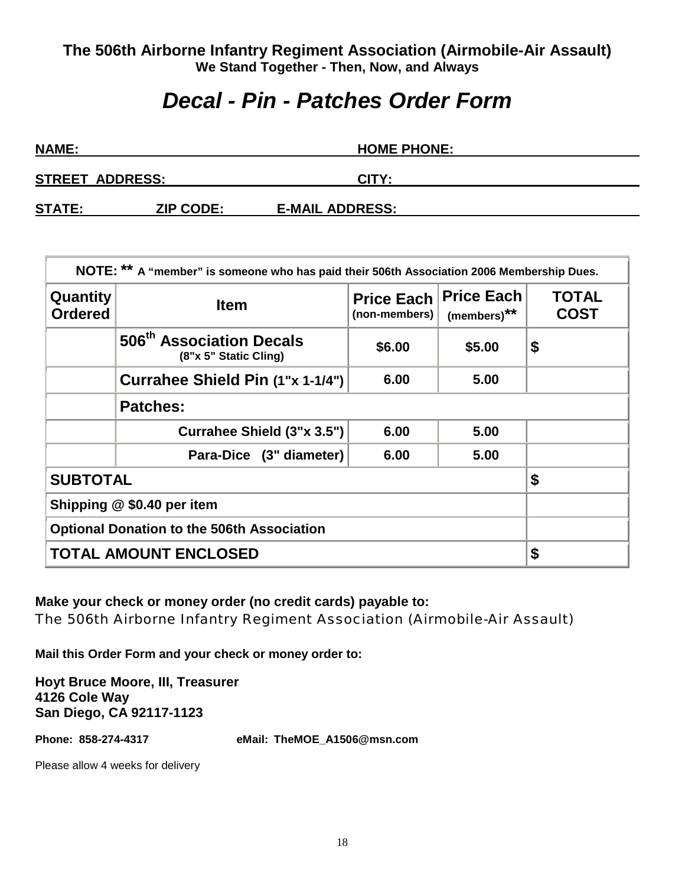**The 506th Airborne Infantry Regiment Association (Airmobile-Air Assault)**
**We Stand Together - Then, Now, and Always**

# *Decal - Pin - Patches Order Form*

**NAME:** ______________________ **HOME PHONE:** ______________________

**STREET ADDRESS:** ______________________ **CITY:** ______________________

**STATE:** ________ **ZIP CODE:** ________ **E-MAIL ADDRESS:** ______________________

| NOTE: ** A "member" is someone who has paid their 506th Association 2006 Membership Dues. | | | | |
|---|---|---|---|---|
| **Quantity Ordered** | **Item** | **Price Each** (non-members) | **Price Each** (members)** | **TOTAL COST** |
| | **506th Association Decals** (8"x 5" Static Cling) | $6.00 | $5.00 | $ |
| | **Currahee Shield Pin (1"x 1-1/4")** | 6.00 | 5.00 | |
| | **Patches:** | | | |
| | **Currahee Shield (3"x 3.5")** | 6.00 | 5.00 | |
| | **Para-Dice (3" diameter)** | 6.00 | 5.00 | |
| **SUBTOTAL** | | | | $ |
| **Shipping @ $0.40 per item** | | | | |
| **Optional Donation to the 506th Association** | | | | |
| **TOTAL AMOUNT ENCLOSED** | | | | $ |

**Make your check or money order (no credit cards) payable to:**
The 506th Airborne Infantry Regiment Association (Airmobile-Air Assault)

**Mail this Order Form and your check or money order to:**

**Hoyt Bruce Moore, III, Treasurer**
**4126 Cole Way**
**San Diego, CA 92117-1123**

**Phone: 858-274-4317** **eMail: TheMOE_A1506@msn.com**

Please allow 4 weeks for delivery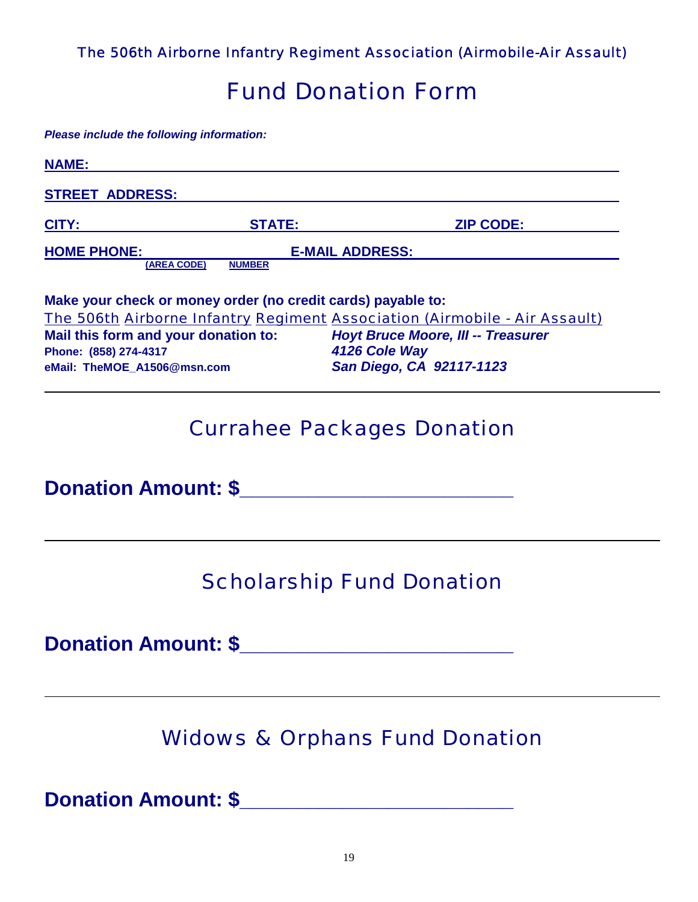The 506th Airborne Infantry Regiment Association (Airmobile-Air Assault)

# Fund Donation Form

***Please include the following information:***

**NAME:** ____________________________________________

**STREET ADDRESS:** ____________________________________________

**CITY:** ______________ **STATE:** ______________ **ZIP CODE:** ______________

**HOME PHONE:** ______________ **E-MAIL ADDRESS:** ______________
**(AREA CODE)** **NUMBER**

**Make your check or money order (no credit cards) payable to:**
The 506th Airborne Infantry Regiment Association (Airmobile - Air Assault)

**Mail this form and your donation to:**
**Phone: (858) 274-4317**
**eMail: TheMOE_A1506@msn.com**

***Hoyt Bruce Moore, III -- Treasurer***
***4126 Cole Way***
***San Diego, CA 92117-1123***

---

## Currahee Packages Donation

**Donation Amount: $**_________________________

---

## Scholarship Fund Donation

**Donation Amount: $**_________________________

---

## Widows & Orphans Fund Donation

**Donation Amount: $**_________________________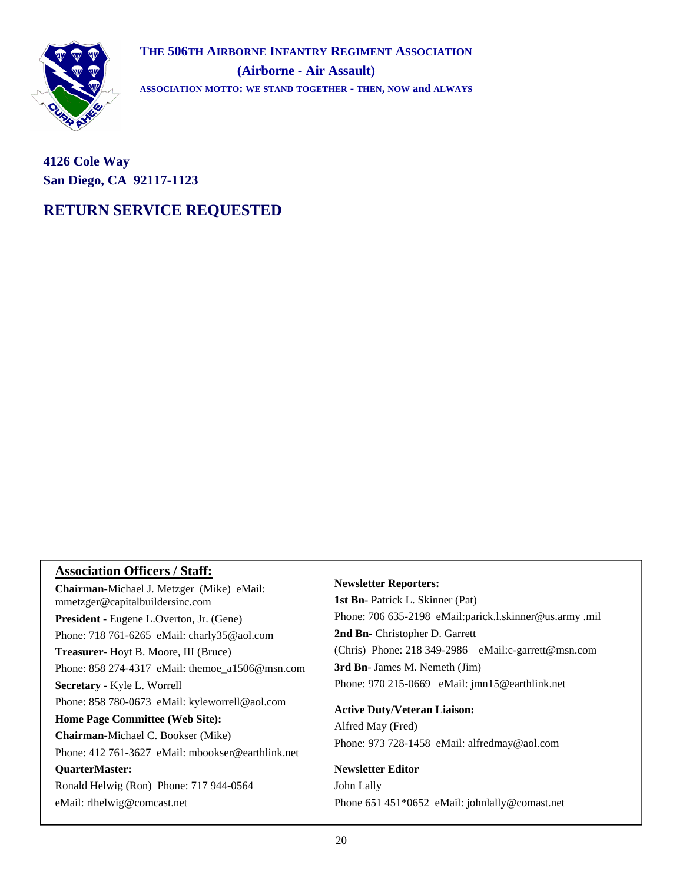# THE 506TH AIRBORNE INFANTRY REGIMENT ASSOCIATION

**(Airborne - Air Assault)**

ASSOCIATION MOTTO: WE STAND TOGETHER - THEN, NOW and ALWAYS

**4126 Cole Way**
**San Diego, CA 92117-1123**

## RETURN SERVICE REQUESTED

**Association Officers / Staff:**

**Chairman**-Michael J. Metzger (Mike) eMail: mmetzger@capitalbuildersinc.com

**President** - Eugene L.Overton, Jr. (Gene)
Phone: 718 761-6265 eMail: charly35@aol.com

**Treasurer**- Hoyt B. Moore, III (Bruce)
Phone: 858 274-4317 eMail: themoe_a1506@msn.com

**Secretary** - Kyle L. Worrell
Phone: 858 780-0673 eMail: kyleworrell@aol.com

**Home Page Committee (Web Site):**
**Chairman**-Michael C. Bookser (Mike)
Phone: 412 761-3627 eMail: mbookser@earthlink.net

**QuarterMaster:**
Ronald Helwig (Ron) Phone: 717 944-0564
eMail: rlhelwig@comcast.net

**Newsletter Reporters:**

**1st Bn**- Patrick L. Skinner (Pat)
Phone: 706 635-2198 eMail:parick.l.skinner@us.army .mil

**2nd Bn**- Christopher D. Garrett
(Chris) Phone: 218 349-2986 eMail:c-garrett@msn.com

**3rd Bn**- James M. Nemeth (Jim)
Phone: 970 215-0669 eMail: jmn15@earthlink.net

**Active Duty/Veteran Liaison:**
Alfred May (Fred)
Phone: 973 728-1458 eMail: alfredmay@aol.com

**Newsletter Editor**
John Lally
Phone 651 451*0652 eMail: johnlally@comast.net